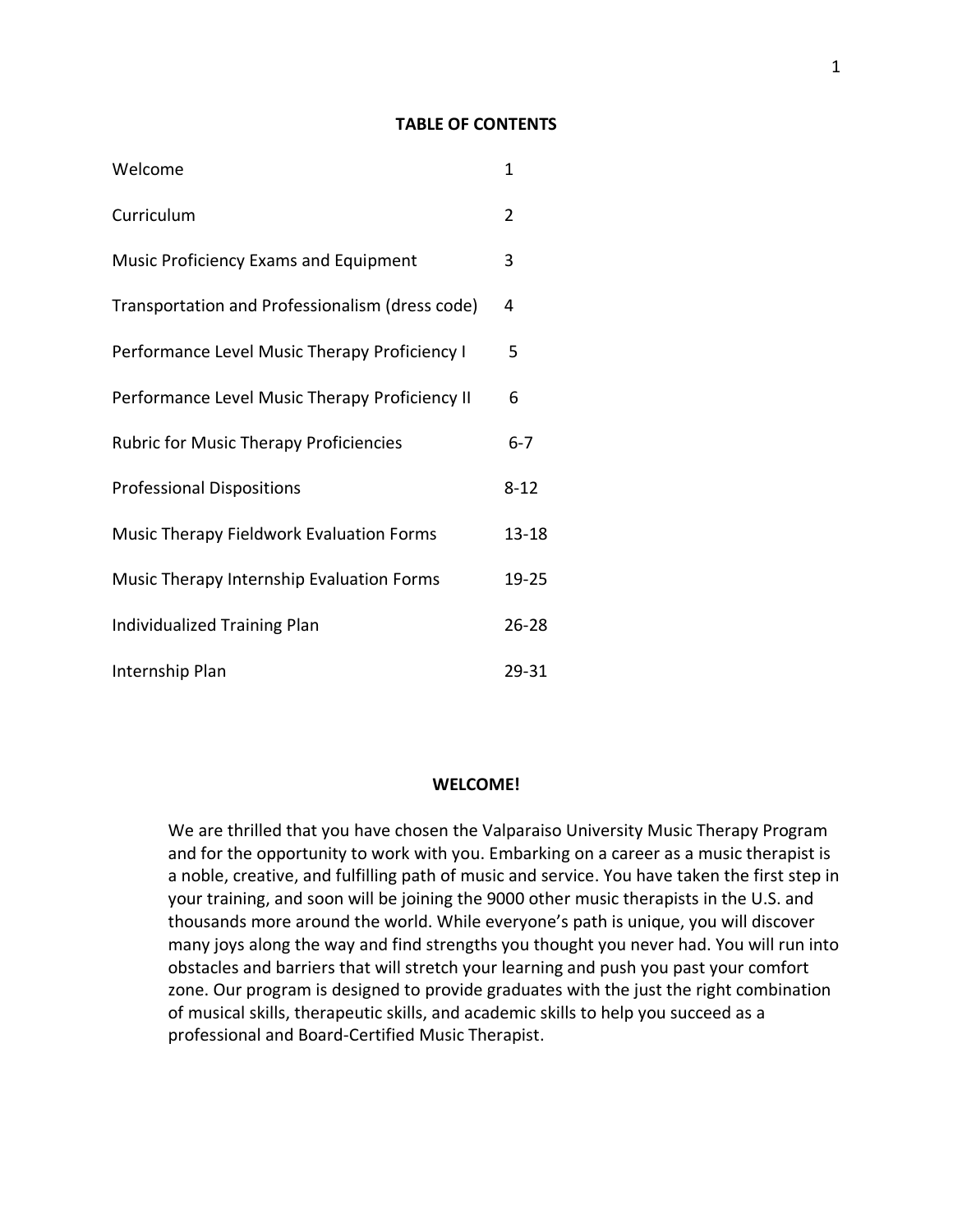## TABLE OF CONTENTS

| | |
|---|---|
| Welcome | 1 |
| Curriculum | 2 |
| Music Proficiency Exams and Equipment | 3 |
| Transportation and Professionalism (dress code) | 4 |
| Performance Level Music Therapy Proficiency I | 5 |
| Performance Level Music Therapy Proficiency II | 6 |
| Rubric for Music Therapy Proficiencies | 6-7 |
| Professional Dispositions | 8-12 |
| Music Therapy Fieldwork Evaluation Forms | 13-18 |
| Music Therapy Internship Evaluation Forms | 19-25 |
| Individualized Training Plan | 26-28 |
| Internship Plan | 29-31 |

## WELCOME!

We are thrilled that you have chosen the Valparaiso University Music Therapy Program and for the opportunity to work with you. Embarking on a career as a music therapist is a noble, creative, and fulfilling path of music and service. You have taken the first step in your training, and soon will be joining the 9000 other music therapists in the U.S. and thousands more around the world. While everyone's path is unique, you will discover many joys along the way and find strengths you thought you never had. You will run into obstacles and barriers that will stretch your learning and push you past your comfort zone. Our program is designed to provide graduates with the just the right combination of musical skills, therapeutic skills, and academic skills to help you succeed as a professional and Board-Certified Music Therapist.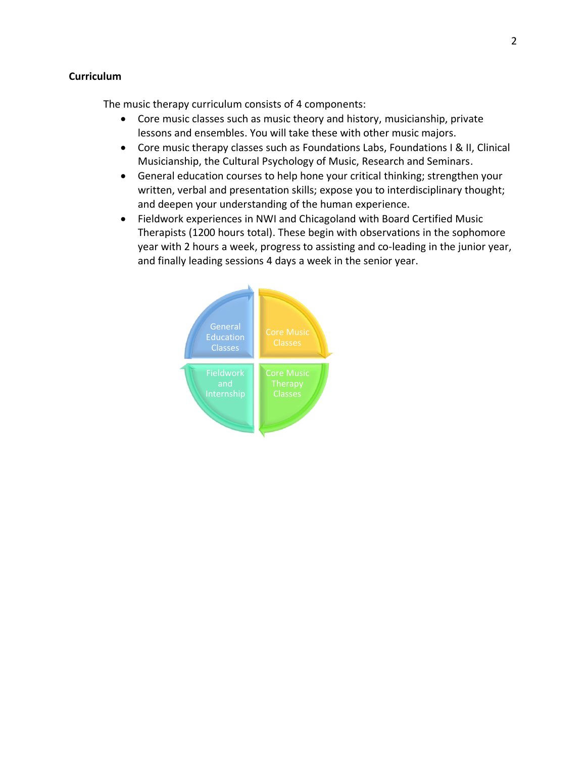## Curriculum

The music therapy curriculum consists of 4 components:

- Core music classes such as music theory and history, musicianship, private lessons and ensembles. You will take these with other music majors.
- Core music therapy classes such as Foundations Labs, Foundations I & II, Clinical Musicianship, the Cultural Psychology of Music, Research and Seminars.
- General education courses to help hone your critical thinking; strengthen your written, verbal and presentation skills; expose you to interdisciplinary thought; and deepen your understanding of the human experience.
- Fieldwork experiences in NWI and Chicagoland with Board Certified Music Therapists (1200 hours total). These begin with observations in the sophomore year with 2 hours a week, progress to assisting and co-leading in the junior year, and finally leading sessions 4 days a week in the senior year.

General Education Classes

Core Music Classes

Fieldwork and Internship

Core Music Therapy Classes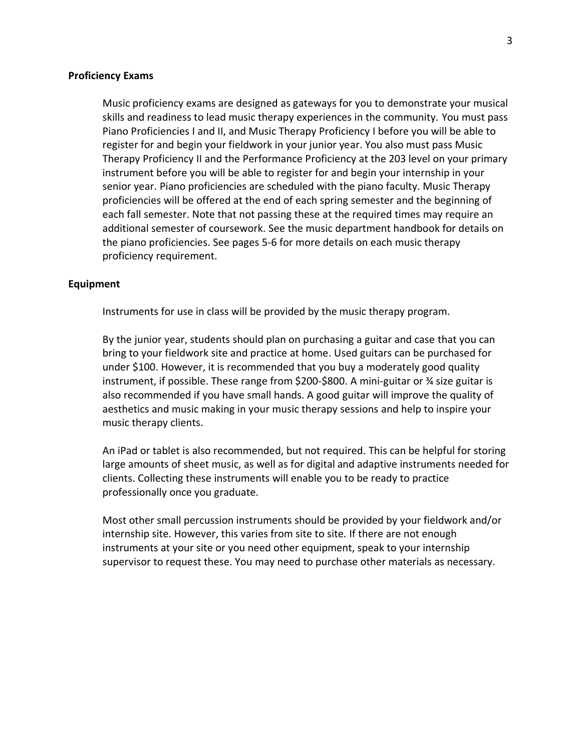**Proficiency Exams**

Music proficiency exams are designed as gateways for you to demonstrate your musical skills and readiness to lead music therapy experiences in the community. You must pass Piano Proficiencies I and II, and Music Therapy Proficiency I before you will be able to register for and begin your fieldwork in your junior year. You also must pass Music Therapy Proficiency II and the Performance Proficiency at the 203 level on your primary instrument before you will be able to register for and begin your internship in your senior year. Piano proficiencies are scheduled with the piano faculty. Music Therapy proficiencies will be offered at the end of each spring semester and the beginning of each fall semester. Note that not passing these at the required times may require an additional semester of coursework. See the music department handbook for details on the piano proficiencies. See pages 5-6 for more details on each music therapy proficiency requirement.

**Equipment**

Instruments for use in class will be provided by the music therapy program.

By the junior year, students should plan on purchasing a guitar and case that you can bring to your fieldwork site and practice at home. Used guitars can be purchased for under $100. However, it is recommended that you buy a moderately good quality instrument, if possible. These range from $200-$800. A mini-guitar or ¾ size guitar is also recommended if you have small hands. A good guitar will improve the quality of aesthetics and music making in your music therapy sessions and help to inspire your music therapy clients.

An iPad or tablet is also recommended, but not required. This can be helpful for storing large amounts of sheet music, as well as for digital and adaptive instruments needed for clients. Collecting these instruments will enable you to be ready to practice professionally once you graduate.

Most other small percussion instruments should be provided by your fieldwork and/or internship site. However, this varies from site to site. If there are not enough instruments at your site or you need other equipment, speak to your internship supervisor to request these. You may need to purchase other materials as necessary.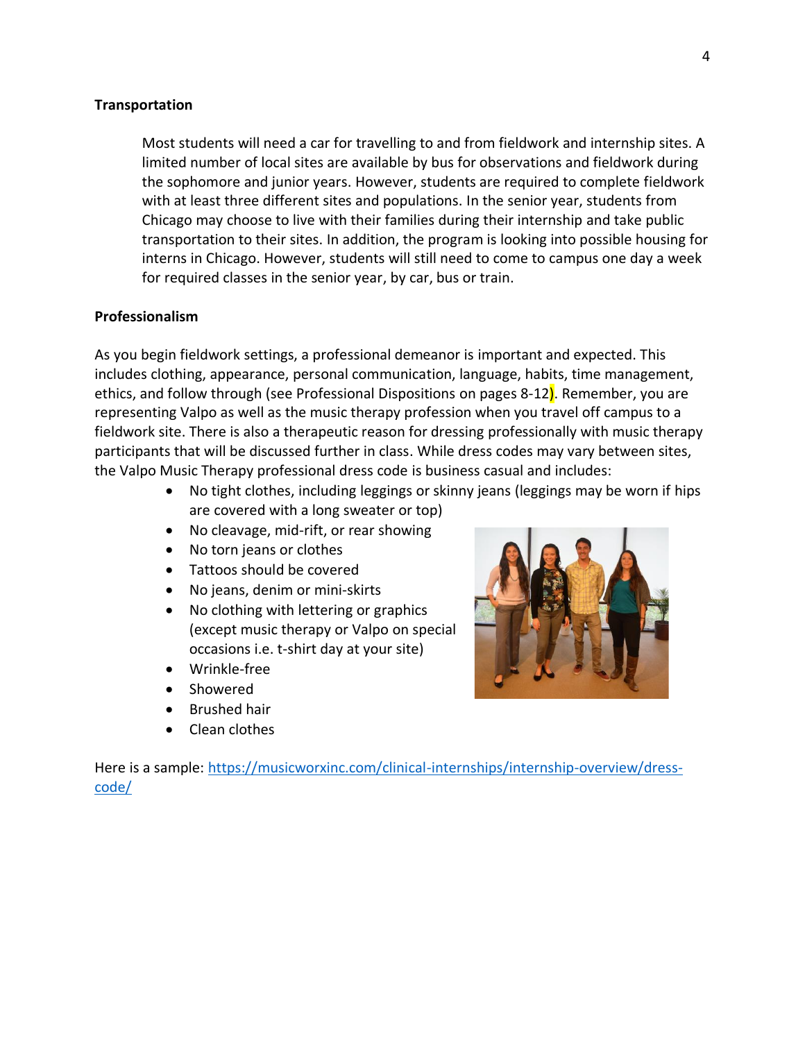**Transportation**

Most students will need a car for travelling to and from fieldwork and internship sites. A limited number of local sites are available by bus for observations and fieldwork during the sophomore and junior years. However, students are required to complete fieldwork with at least three different sites and populations. In the senior year, students from Chicago may choose to live with their families during their internship and take public transportation to their sites. In addition, the program is looking into possible housing for interns in Chicago. However, students will still need to come to campus one day a week for required classes in the senior year, by car, bus or train.

**Professionalism**

As you begin fieldwork settings, a professional demeanor is important and expected. This includes clothing, appearance, personal communication, language, habits, time management, ethics, and follow through (see Professional Dispositions on pages 8-12). Remember, you are representing Valpo as well as the music therapy profession when you travel off campus to a fieldwork site. There is also a therapeutic reason for dressing professionally with music therapy participants that will be discussed further in class. While dress codes may vary between sites, the Valpo Music Therapy professional dress code is business casual and includes:

- No tight clothes, including leggings or skinny jeans (leggings may be worn if hips are covered with a long sweater or top)
- No cleavage, mid-rift, or rear showing
- No torn jeans or clothes
- Tattoos should be covered
- No jeans, denim or mini-skirts
- No clothing with lettering or graphics (except music therapy or Valpo on special occasions i.e. t-shirt day at your site)
- Wrinkle-free
- Showered
- Brushed hair
- Clean clothes

Here is a sample: https://musicworxinc.com/clinical-internships/internship-overview/dress-code/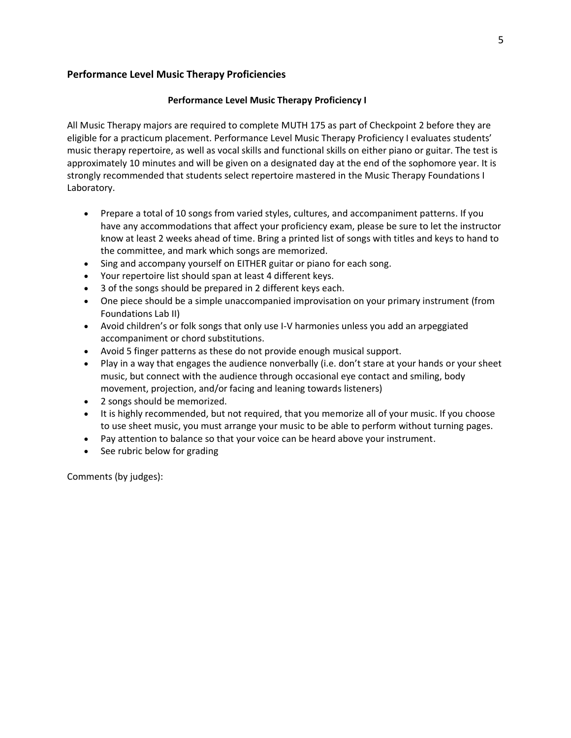## Performance Level Music Therapy Proficiencies

### Performance Level Music Therapy Proficiency I

All Music Therapy majors are required to complete MUTH 175 as part of Checkpoint 2 before they are eligible for a practicum placement. Performance Level Music Therapy Proficiency I evaluates students' music therapy repertoire, as well as vocal skills and functional skills on either piano or guitar. The test is approximately 10 minutes and will be given on a designated day at the end of the sophomore year. It is strongly recommended that students select repertoire mastered in the Music Therapy Foundations I Laboratory.

- Prepare a total of 10 songs from varied styles, cultures, and accompaniment patterns. If you have any accommodations that affect your proficiency exam, please be sure to let the instructor know at least 2 weeks ahead of time. Bring a printed list of songs with titles and keys to hand to the committee, and mark which songs are memorized.
- Sing and accompany yourself on EITHER guitar or piano for each song.
- Your repertoire list should span at least 4 different keys.
- 3 of the songs should be prepared in 2 different keys each.
- One piece should be a simple unaccompanied improvisation on your primary instrument (from Foundations Lab II)
- Avoid children's or folk songs that only use I-V harmonies unless you add an arpeggiated accompaniment or chord substitutions.
- Avoid 5 finger patterns as these do not provide enough musical support.
- Play in a way that engages the audience nonverbally (i.e. don't stare at your hands or your sheet music, but connect with the audience through occasional eye contact and smiling, body movement, projection, and/or facing and leaning towards listeners)
- 2 songs should be memorized.
- It is highly recommended, but not required, that you memorize all of your music. If you choose to use sheet music, you must arrange your music to be able to perform without turning pages.
- Pay attention to balance so that your voice can be heard above your instrument.
- See rubric below for grading

Comments (by judges):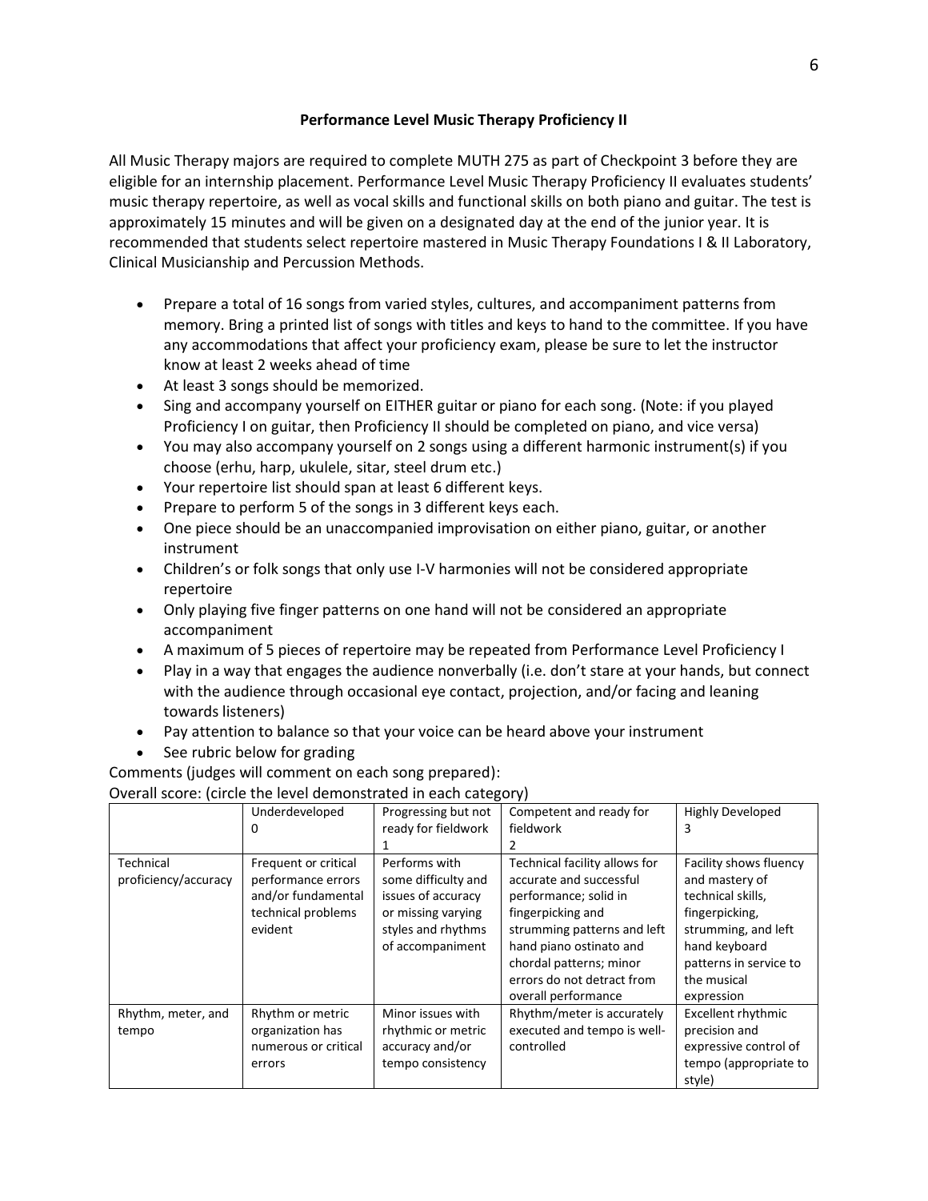**Performance Level Music Therapy Proficiency II**

All Music Therapy majors are required to complete MUTH 275 as part of Checkpoint 3 before they are eligible for an internship placement. Performance Level Music Therapy Proficiency II evaluates students' music therapy repertoire, as well as vocal skills and functional skills on both piano and guitar. The test is approximately 15 minutes and will be given on a designated day at the end of the junior year. It is recommended that students select repertoire mastered in Music Therapy Foundations I & II Laboratory, Clinical Musicianship and Percussion Methods.

- Prepare a total of 16 songs from varied styles, cultures, and accompaniment patterns from memory. Bring a printed list of songs with titles and keys to hand to the committee. If you have any accommodations that affect your proficiency exam, please be sure to let the instructor know at least 2 weeks ahead of time
- At least 3 songs should be memorized.
- Sing and accompany yourself on EITHER guitar or piano for each song. (Note: if you played Proficiency I on guitar, then Proficiency II should be completed on piano, and vice versa)
- You may also accompany yourself on 2 songs using a different harmonic instrument(s) if you choose (erhu, harp, ukulele, sitar, steel drum etc.)
- Your repertoire list should span at least 6 different keys.
- Prepare to perform 5 of the songs in 3 different keys each.
- One piece should be an unaccompanied improvisation on either piano, guitar, or another instrument
- Children's or folk songs that only use I-V harmonies will not be considered appropriate repertoire
- Only playing five finger patterns on one hand will not be considered an appropriate accompaniment
- A maximum of 5 pieces of repertoire may be repeated from Performance Level Proficiency I
- Play in a way that engages the audience nonverbally (i.e. don't stare at your hands, but connect with the audience through occasional eye contact, projection, and/or facing and leaning towards listeners)
- Pay attention to balance so that your voice can be heard above your instrument
- See rubric below for grading

Comments (judges will comment on each song prepared):

Overall score: (circle the level demonstrated in each category)

| | Underdeveloped 0 | Progressing but not ready for fieldwork 1 | Competent and ready for fieldwork 2 | Highly Developed 3 |
|---|---|---|---|---|
| Technical proficiency/accuracy | Frequent or critical performance errors and/or fundamental technical problems evident | Performs with some difficulty and issues of accuracy or missing varying styles and rhythms of accompaniment | Technical facility allows for accurate and successful performance; solid in fingerpicking and strumming patterns and left hand piano ostinato and chordal patterns; minor errors do not detract from overall performance | Facility shows fluency and mastery of technical skills, fingerpicking, strumming, and left hand keyboard patterns in service to the musical expression |
| Rhythm, meter, and tempo | Rhythm or metric organization has numerous or critical errors | Minor issues with rhythmic or metric accuracy and/or tempo consistency | Rhythm/meter is accurately executed and tempo is well-controlled | Excellent rhythmic precision and expressive control of tempo (appropriate to style) |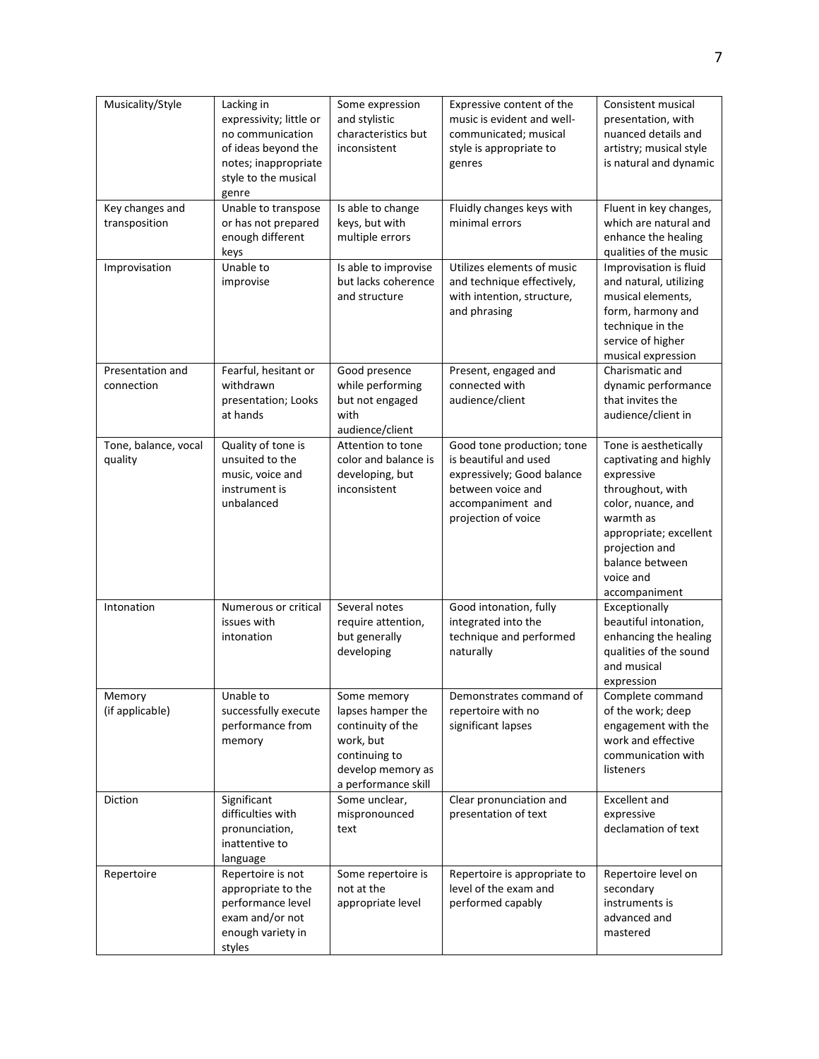| Musicality/Style | Lacking in expressivity; little or no communication of ideas beyond the notes; inappropriate style to the musical genre | Some expression and stylistic characteristics but inconsistent | Expressive content of the music is evident and well-communicated; musical style is appropriate to genres | Consistent musical presentation, with nuanced details and artistry; musical style is natural and dynamic |
|---|---|---|---|---|
| Key changes and transposition | Unable to transpose or has not prepared enough different keys | Is able to change keys, but with multiple errors | Fluidly changes keys with minimal errors | Fluent in key changes, which are natural and enhance the healing qualities of the music |
| Improvisation | Unable to improvise | Is able to improvise but lacks coherence and structure | Utilizes elements of music and technique effectively, with intention, structure, and phrasing | Improvisation is fluid and natural, utilizing musical elements, form, harmony and technique in the service of higher musical expression |
| Presentation and connection | Fearful, hesitant or withdrawn presentation; Looks at hands | Good presence while performing but not engaged with audience/client | Present, engaged and connected with audience/client | Charismatic and dynamic performance that invites the audience/client in |
| Tone, balance, vocal quality | Quality of tone is unsuited to the music, voice and instrument is unbalanced | Attention to tone color and balance is developing, but inconsistent | Good tone production; tone is beautiful and used expressively; Good balance between voice and accompaniment and projection of voice | Tone is aesthetically captivating and highly expressive throughout, with color, nuance, and warmth as appropriate; excellent projection and balance between voice and accompaniment |
| Intonation | Numerous or critical issues with intonation | Several notes require attention, but generally developing | Good intonation, fully integrated into the technique and performed naturally | Exceptionally beautiful intonation, enhancing the healing qualities of the sound and musical expression |
| Memory (if applicable) | Unable to successfully execute performance from memory | Some memory lapses hamper the continuity of the work, but continuing to develop memory as a performance skill | Demonstrates command of repertoire with no significant lapses | Complete command of the work; deep engagement with the work and effective communication with listeners |
| Diction | Significant difficulties with pronunciation, inattentive to language | Some unclear, mispronounced text | Clear pronunciation and presentation of text | Excellent and expressive declamation of text |
| Repertoire | Repertoire is not appropriate to the performance level exam and/or not enough variety in styles | Some repertoire is not at the appropriate level | Repertoire is appropriate to level of the exam and performed capably | Repertoire level on secondary instruments is advanced and mastered |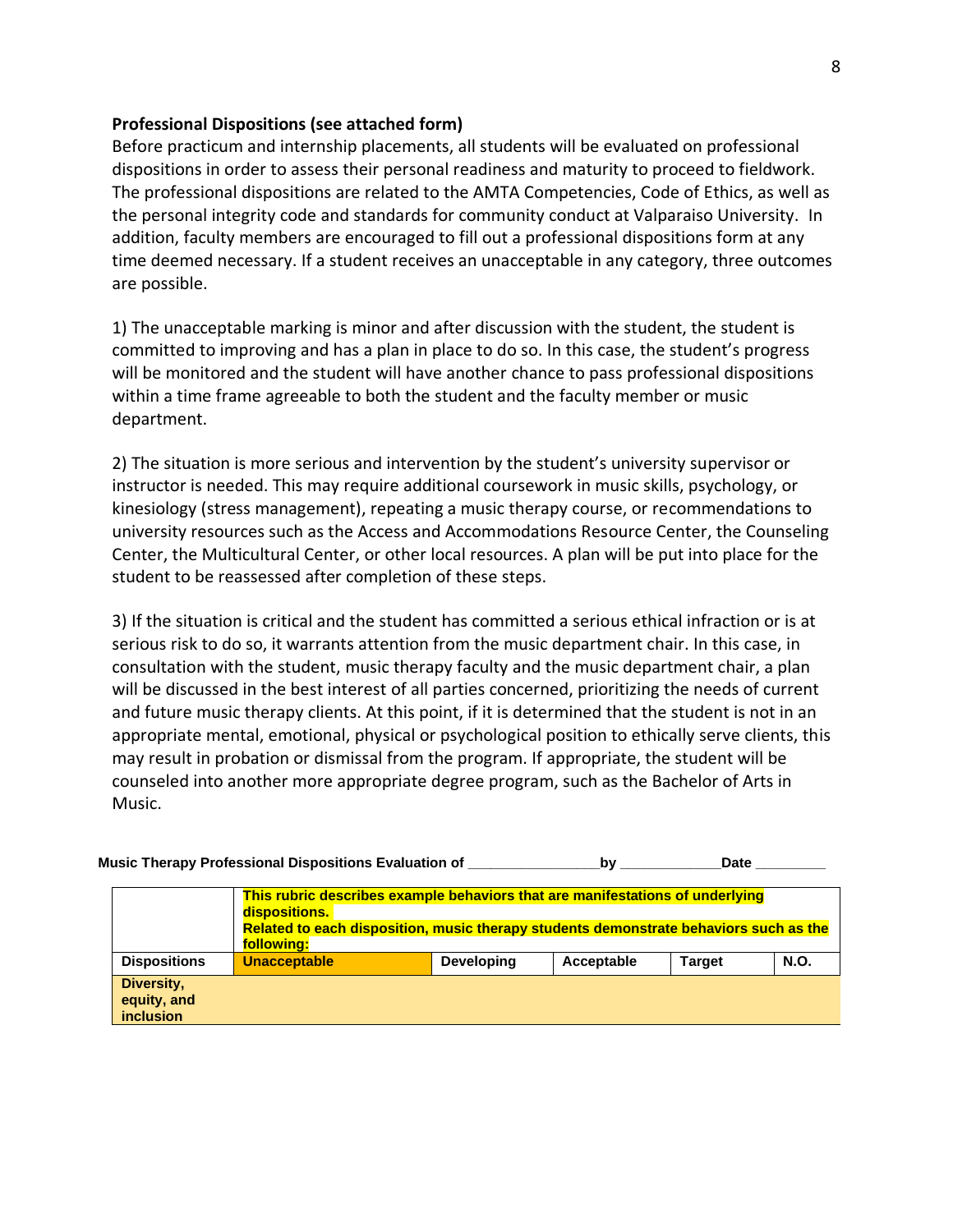**Professional Dispositions (see attached form)**

Before practicum and internship placements, all students will be evaluated on professional dispositions in order to assess their personal readiness and maturity to proceed to fieldwork. The professional dispositions are related to the AMTA Competencies, Code of Ethics, as well as the personal integrity code and standards for community conduct at Valparaiso University. In addition, faculty members are encouraged to fill out a professional dispositions form at any time deemed necessary. If a student receives an unacceptable in any category, three outcomes are possible.

1) The unacceptable marking is minor and after discussion with the student, the student is committed to improving and has a plan in place to do so. In this case, the student's progress will be monitored and the student will have another chance to pass professional dispositions within a time frame agreeable to both the student and the faculty member or music department.

2) The situation is more serious and intervention by the student's university supervisor or instructor is needed. This may require additional coursework in music skills, psychology, or kinesiology (stress management), repeating a music therapy course, or recommendations to university resources such as the Access and Accommodations Resource Center, the Counseling Center, the Multicultural Center, or other local resources. A plan will be put into place for the student to be reassessed after completion of these steps.

3) If the situation is critical and the student has committed a serious ethical infraction or is at serious risk to do so, it warrants attention from the music department chair. In this case, in consultation with the student, music therapy faculty and the music department chair, a plan will be discussed in the best interest of all parties concerned, prioritizing the needs of current and future music therapy clients. At this point, if it is determined that the student is not in an appropriate mental, emotional, physical or psychological position to ethically serve clients, this may result in probation or dismissal from the program. If appropriate, the student will be counseled into another more appropriate degree program, such as the Bachelor of Arts in Music.

**Music Therapy Professional Dispositions Evaluation of \_\_\_\_\_\_\_\_\_\_\_\_\_\_\_\_ by \_\_\_\_\_\_\_\_\_\_\_\_ Date \_\_\_\_\_\_\_\_\_**

| | **This rubric describes example behaviors that are manifestations of underlying dispositions. Related to each disposition, music therapy students demonstrate behaviors such as the following:** | | | | |
|---|---|---|---|---|---|
| **Dispositions** | **Unacceptable** | **Developing** | **Acceptable** | **Target** | **N.O.** |
| **Diversity, equity, and inclusion** | | | | | |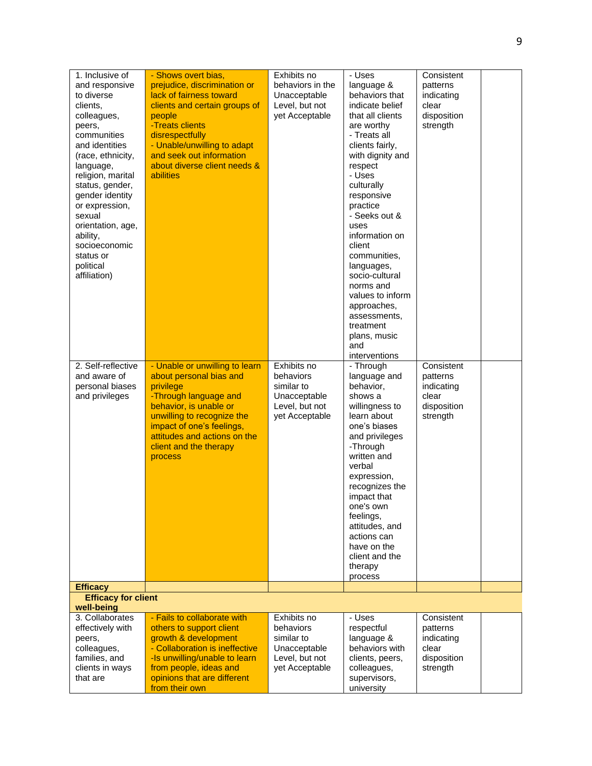| 1. Inclusive of and responsive to diverse clients, colleagues, peers, communities and identities (race, ethnicity, language, religion, marital status, gender, gender identity or expression, sexual orientation, age, ability, socioeconomic status or political affiliation) | - Shows overt bias, prejudice, discrimination or lack of fairness toward clients and certain groups of people<br>-Treats clients disrespectfully<br>- Unable/unwilling to adapt and seek out information about diverse client needs & abilities | Exhibits no behaviors in the Unacceptable Level, but not yet Acceptable | - Uses language & behaviors that indicate belief that all clients are worthy<br>- Treats all clients fairly, with dignity and respect<br>- Uses culturally responsive practice<br>- Seeks out & uses information on client communities, languages, socio-cultural norms and values to inform approaches, assessments, treatment plans, music and interventions | Consistent patterns indicating clear disposition strength | |
|---|---|---|---|---|---|
| 2. Self-reflective and aware of personal biases and privileges | - Unable or unwilling to learn about personal bias and privilege<br>-Through language and behavior, is unable or unwilling to recognize the impact of one's feelings, attitudes and actions on the client and the therapy process | Exhibits no behaviors similar to Unacceptable Level, but not yet Acceptable | - Through language and behavior, shows a willingness to learn about one's biases and privileges<br>-Through written and verbal expression, recognizes the impact that one's own feelings, attitudes, and actions can have on the client and the therapy process | Consistent patterns indicating clear disposition strength | |
| **Efficacy** | | | | | |
| **Efficacy for client well-being** | | | | | |
| 3. Collaborates effectively with peers, colleagues, families, and clients in ways that are | - Fails to collaborate with others to support client growth & development<br>- Collaboration is ineffective<br>-Is unwilling/unable to learn from people, ideas and opinions that are different from their own | Exhibits no behaviors similar to Unacceptable Level, but not yet Acceptable | - Uses respectful language & behaviors with clients, peers, colleagues, supervisors, university | Consistent patterns indicating clear disposition strength | |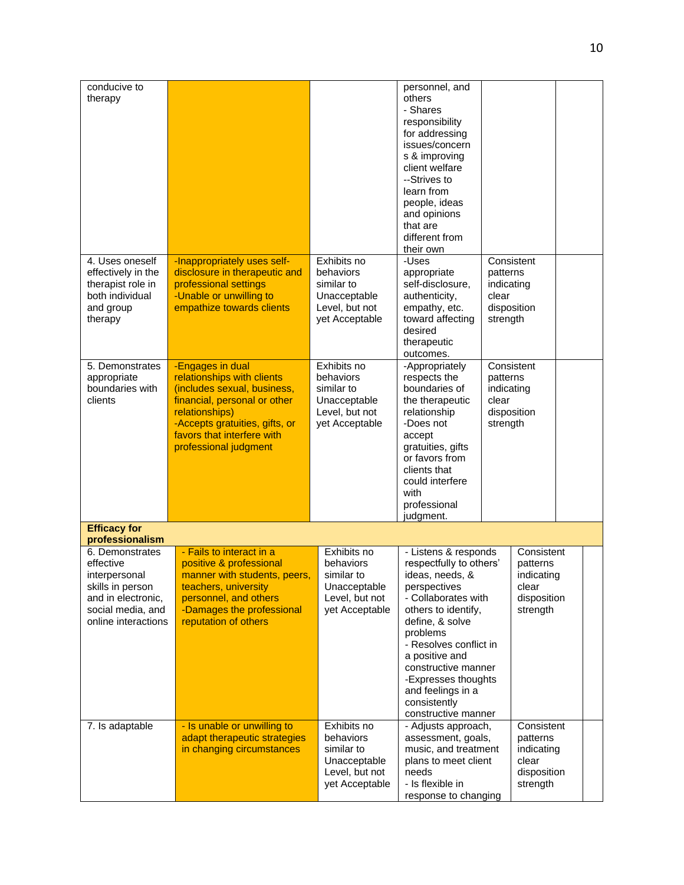| | | | | | |
|---|---|---|---|---|---|
| conducive to therapy | | | personnel, and others<br>- Shares responsibility for addressing issues/concerns & improving client welfare<br>--Strives to learn from people, ideas and opinions that are different from their own | | |
| 4. Uses oneself effectively in the therapist role in both individual and group therapy | -Inappropriately uses self-disclosure in therapeutic and professional settings<br>-Unable or unwilling to empathize towards clients | Exhibits no behaviors similar to Unacceptable Level, but not yet Acceptable | -Uses appropriate self-disclosure, authenticity, empathy, etc. toward affecting desired therapeutic outcomes. | Consistent patterns indicating clear disposition strength | |
| 5. Demonstrates appropriate boundaries with clients | -Engages in dual relationships with clients (includes sexual, business, financial, personal or other relationships)<br>-Accepts gratuities, gifts, or favors that interfere with professional judgment | Exhibits no behaviors similar to Unacceptable Level, but not yet Acceptable | -Appropriately respects the boundaries of the therapeutic relationship<br>-Does not accept gratuities, gifts or favors from clients that could interfere with professional judgment. | Consistent patterns indicating clear disposition strength | |
| **Efficacy for professionalism** | | | | | |
| 6. Demonstrates effective interpersonal skills in person and in electronic, social media, and online interactions | - Fails to interact in a positive & professional manner with students, peers, teachers, university personnel, and others<br>-Damages the professional reputation of others | Exhibits no behaviors similar to Unacceptable Level, but not yet Acceptable | - Listens & responds respectfully to others' ideas, needs, & perspectives<br>- Collaborates with others to identify, define, & solve problems<br>- Resolves conflict in a positive and constructive manner<br>-Expresses thoughts and feelings in a consistently constructive manner | Consistent patterns indicating clear disposition strength | |
| 7. Is adaptable | - Is unable or unwilling to adapt therapeutic strategies in changing circumstances | Exhibits no behaviors similar to Unacceptable Level, but not yet Acceptable | - Adjusts approach, assessment, goals, music, and treatment plans to meet client needs<br>- Is flexible in response to changing | Consistent patterns indicating clear disposition strength | |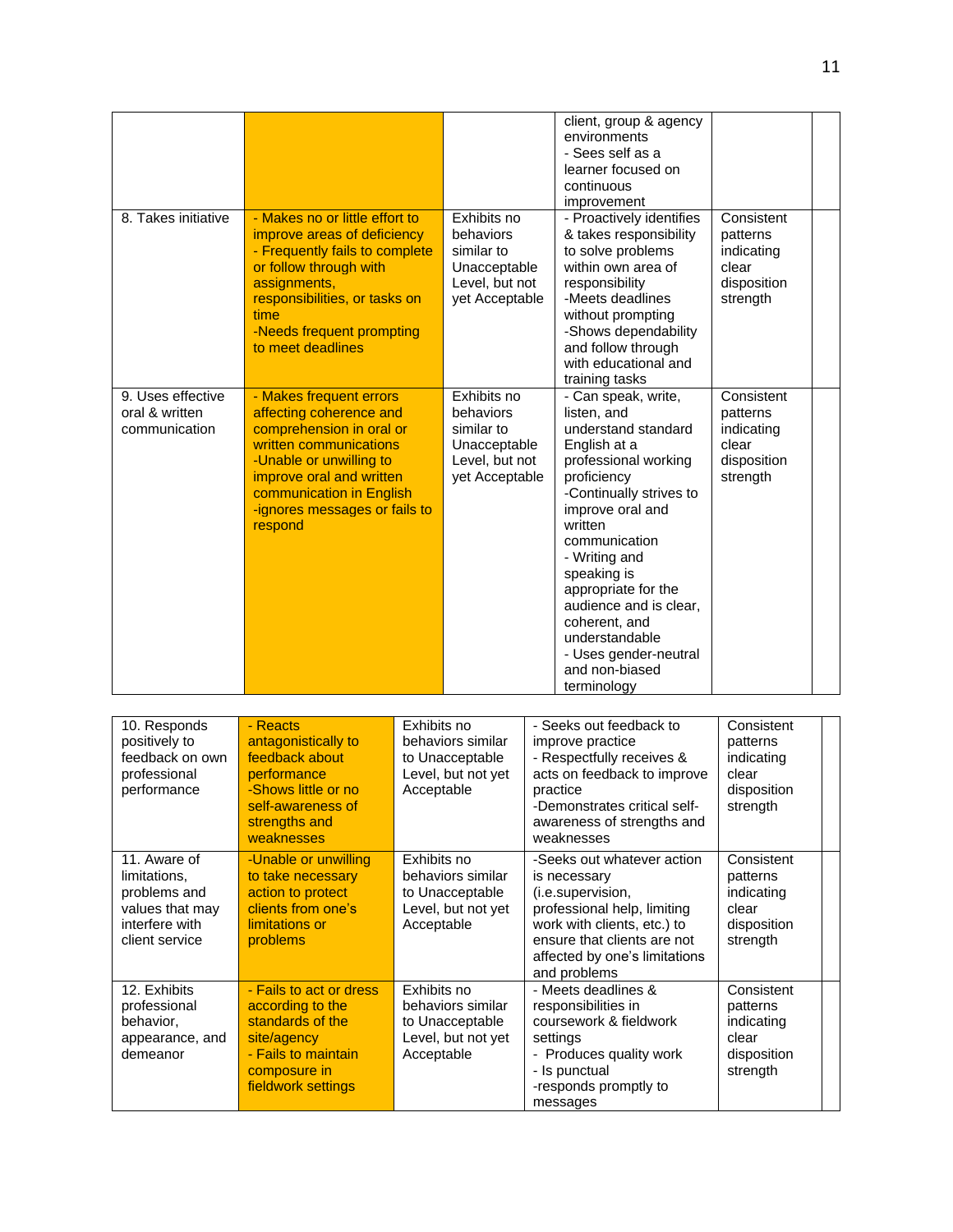| | | | | | |
|---|---|---|---|---|---|
| | | | client, group & agency environments<br>- Sees self as a learner focused on continuous improvement | | |
| 8. Takes initiative | - Makes no or little effort to improve areas of deficiency<br>- Frequently fails to complete or follow through with assignments, responsibilities, or tasks on time<br>-Needs frequent prompting to meet deadlines | Exhibits no behaviors similar to Unacceptable Level, but not yet Acceptable | - Proactively identifies & takes responsibility to solve problems within own area of responsibility<br>-Meets deadlines without prompting<br>-Shows dependability and follow through with educational and training tasks | Consistent patterns indicating clear disposition strength | |
| 9. Uses effective oral & written communication | - Makes frequent errors affecting coherence and comprehension in oral or written communications<br>-Unable or unwilling to improve oral and written communication in English<br>-ignores messages or fails to respond | Exhibits no behaviors similar to Unacceptable Level, but not yet Acceptable | - Can speak, write, listen, and understand standard English at a professional working proficiency<br>-Continually strives to improve oral and written communication<br>- Writing and speaking is appropriate for the audience and is clear, coherent, and understandable<br>- Uses gender-neutral and non-biased terminology | Consistent patterns indicating clear disposition strength | |

| | | | | | |
|---|---|---|---|---|---|
| 10. Responds positively to feedback on own professional performance | - Reacts antagonistically to feedback about performance<br>-Shows little or no self-awareness of strengths and weaknesses | Exhibits no behaviors similar to Unacceptable Level, but not yet Acceptable | - Seeks out feedback to improve practice<br>- Respectfully receives & acts on feedback to improve practice<br>-Demonstrates critical self-awareness of strengths and weaknesses | Consistent patterns indicating clear disposition strength | |
| 11. Aware of limitations, problems and values that may interfere with client service | -Unable or unwilling to take necessary action to protect clients from one's limitations or problems | Exhibits no behaviors similar to Unacceptable Level, but not yet Acceptable | -Seeks out whatever action is necessary (i.e.supervision, professional help, limiting work with clients, etc.) to ensure that clients are not affected by one's limitations and problems | Consistent patterns indicating clear disposition strength | |
| 12. Exhibits professional behavior, appearance, and demeanor | - Fails to act or dress according to the standards of the site/agency<br>- Fails to maintain composure in fieldwork settings | Exhibits no behaviors similar to Unacceptable Level, but not yet Acceptable | - Meets deadlines & responsibilities in coursework & fieldwork settings<br>- Produces quality work<br>- Is punctual<br>-responds promptly to messages | Consistent patterns indicating clear disposition strength | |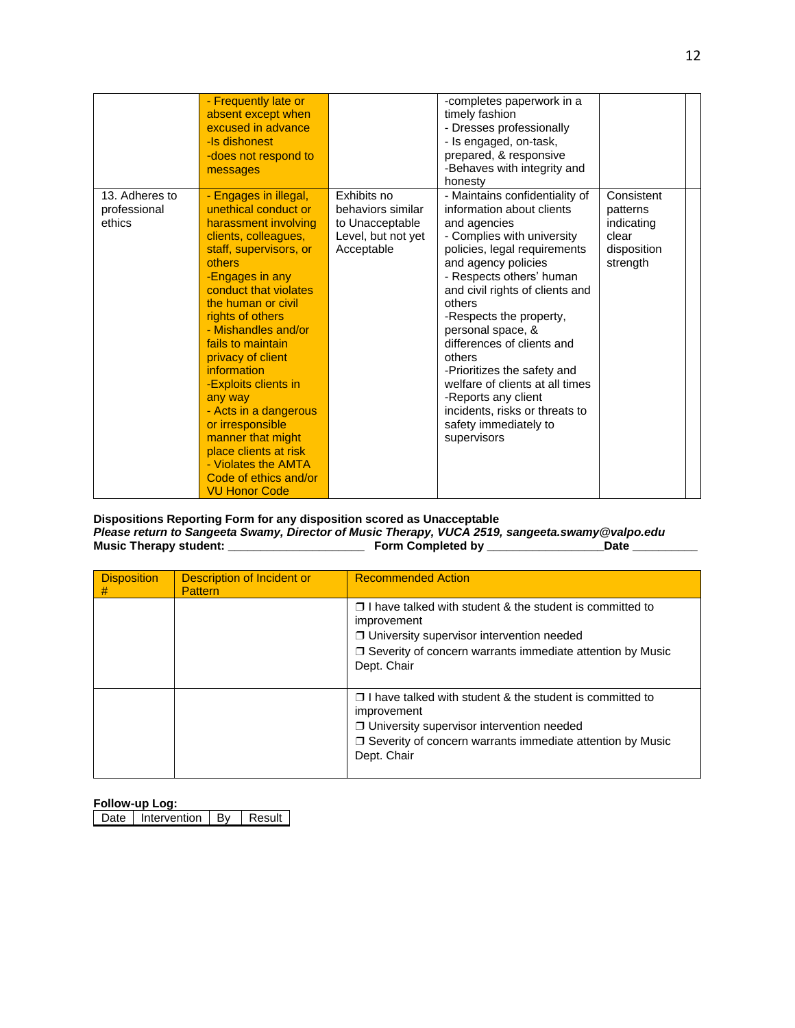| | - Frequently late or absent except when excused in advance<br>-Is dishonest<br>-does not respond to messages | | -completes paperwork in a timely fashion<br>- Dresses professionally<br>- Is engaged, on-task, prepared, & responsive<br>-Behaves with integrity and honesty | | |
|---|---|---|---|---|---|
| 13. Adheres to professional ethics | - Engages in illegal, unethical conduct or harassment involving clients, colleagues, staff, supervisors, or others<br>-Engages in any conduct that violates the human or civil rights of others<br>- Mishandles and/or fails to maintain privacy of client information<br>-Exploits clients in any way<br>- Acts in a dangerous or irresponsible manner that might place clients at risk<br>- Violates the AMTA Code of ethics and/or VU Honor Code | Exhibits no behaviors similar to Unacceptable Level, but not yet Acceptable | - Maintains confidentiality of information about clients and agencies<br>- Complies with university policies, legal requirements and agency policies<br>- Respects others' human and civil rights of clients and others<br>-Respects the property, personal space, & differences of clients and others<br>-Prioritizes the safety and welfare of clients at all times<br>-Reports any client incidents, risks or threats to safety immediately to supervisors | Consistent patterns indicating clear disposition strength | |

**Dispositions Reporting Form for any disposition scored as Unacceptable**
***Please return to Sangeeta Swamy, Director of Music Therapy, VUCA 2519, sangeeta.swamy@valpo.edu***
**Music Therapy student: ____________________ Form Completed by ________________Date __________**

| Disposition # | Description of Incident or Pattern | Recommended Action |
|---|---|---|
| | | ❒ I have talked with student & the student is committed to improvement<br>❒ University supervisor intervention needed<br>❒ Severity of concern warrants immediate attention by Music Dept. Chair |
| | | ❒ I have talked with student & the student is committed to improvement<br>❒ University supervisor intervention needed<br>❒ Severity of concern warrants immediate attention by Music Dept. Chair |

**Follow-up Log:**

| Date | Intervention | By | Result |
|---|---|---|---|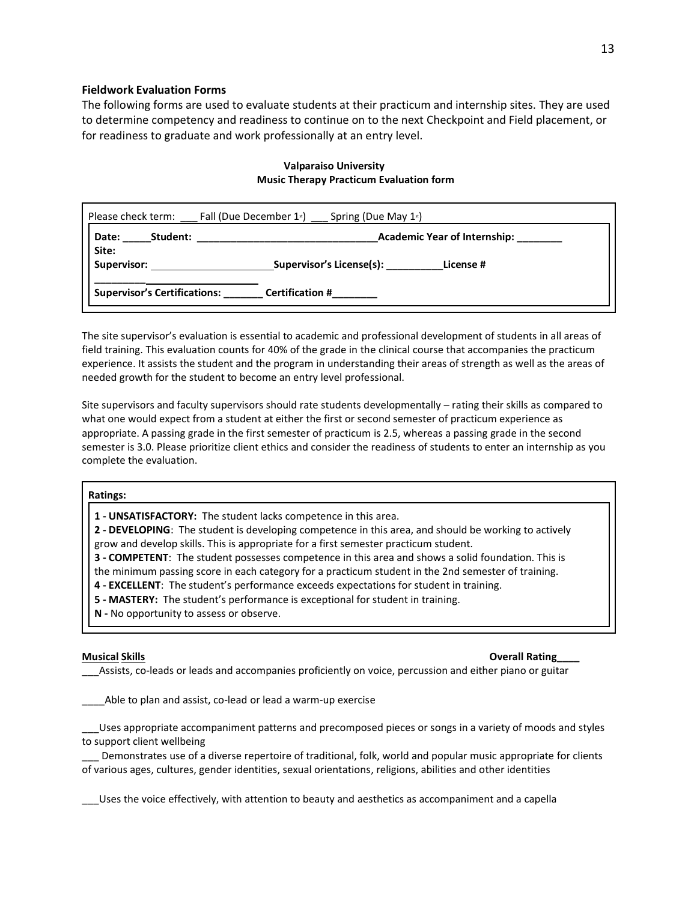**Fieldwork Evaluation Forms**

The following forms are used to evaluate students at their practicum and internship sites. They are used to determine competency and readiness to continue on to the next Checkpoint and Field placement, or for readiness to graduate and work professionally at an entry level.

**Valparaiso University**
**Music Therapy Practicum Evaluation form**

Please check term: ___ Fall (Due December 1st) ___ Spring (Due May 1st)

**Date: _____Student: _______________________________Academic Year of Internship: ________**
**Site:**
**Supervisor:** ______________________**Supervisor's License(s):** __________**License #**
**_____________________________**
**Supervisor's Certifications: _______ Certification #________**

The site supervisor's evaluation is essential to academic and professional development of students in all areas of field training. This evaluation counts for 40% of the grade in the clinical course that accompanies the practicum experience. It assists the student and the program in understanding their areas of strength as well as the areas of needed growth for the student to become an entry level professional.

Site supervisors and faculty supervisors should rate students developmentally – rating their skills as compared to what one would expect from a student at either the first or second semester of practicum experience as appropriate. A passing grade in the first semester of practicum is 2.5, whereas a passing grade in the second semester is 3.0. Please prioritize client ethics and consider the readiness of students to enter an internship as you complete the evaluation.

**Ratings:**

**1 - UNSATISFACTORY:** The student lacks competence in this area.
**2 - DEVELOPING**: The student is developing competence in this area, and should be working to actively grow and develop skills. This is appropriate for a first semester practicum student.
**3 - COMPETENT**: The student possesses competence in this area and shows a solid foundation. This is the minimum passing score in each category for a practicum student in the 2nd semester of training.
**4 - EXCELLENT**: The student's performance exceeds expectations for student in training.
**5 - MASTERY:** The student's performance is exceptional for student in training.
**N -** No opportunity to assess or observe.

**Musical Skills** **Overall Rating____**

___Assists, co-leads or leads and accompanies proficiently on voice, percussion and either piano or guitar

____Able to plan and assist, co-lead or lead a warm-up exercise

___Uses appropriate accompaniment patterns and precomposed pieces or songs in a variety of moods and styles to support client wellbeing

___ Demonstrates use of a diverse repertoire of traditional, folk, world and popular music appropriate for clients of various ages, cultures, gender identities, sexual orientations, religions, abilities and other identities

___Uses the voice effectively, with attention to beauty and aesthetics as accompaniment and a capella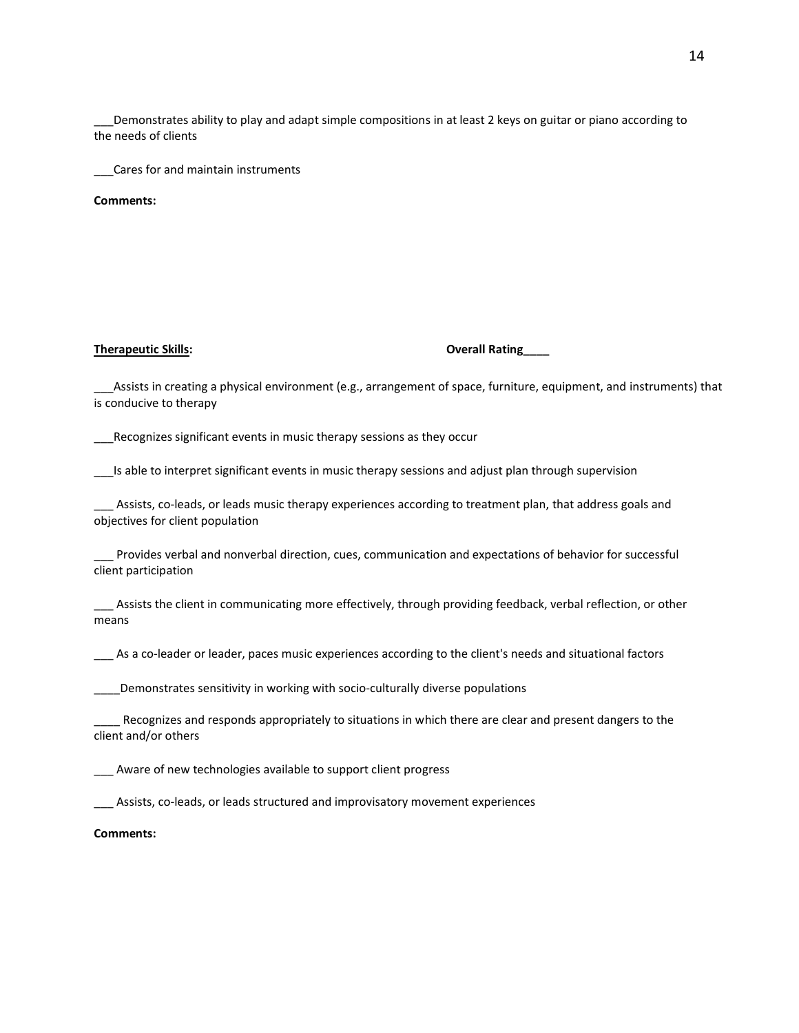___Demonstrates ability to play and adapt simple compositions in at least 2 keys on guitar or piano according to the needs of clients

___Cares for and maintain instruments

**Comments:**

**<u>Therapeutic Skills</u>:** **Overall Rating____**

___Assists in creating a physical environment (e.g., arrangement of space, furniture, equipment, and instruments) that is conducive to therapy

___Recognizes significant events in music therapy sessions as they occur

___Is able to interpret significant events in music therapy sessions and adjust plan through supervision

___ Assists, co-leads, or leads music therapy experiences according to treatment plan, that address goals and objectives for client population

___ Provides verbal and nonverbal direction, cues, communication and expectations of behavior for successful client participation

___ Assists the client in communicating more effectively, through providing feedback, verbal reflection, or other means

___ As a co-leader or leader, paces music experiences according to the client's needs and situational factors

____Demonstrates sensitivity in working with socio-culturally diverse populations

____ Recognizes and responds appropriately to situations in which there are clear and present dangers to the client and/or others

___ Aware of new technologies available to support client progress

___ Assists, co-leads, or leads structured and improvisatory movement experiences

**Comments:**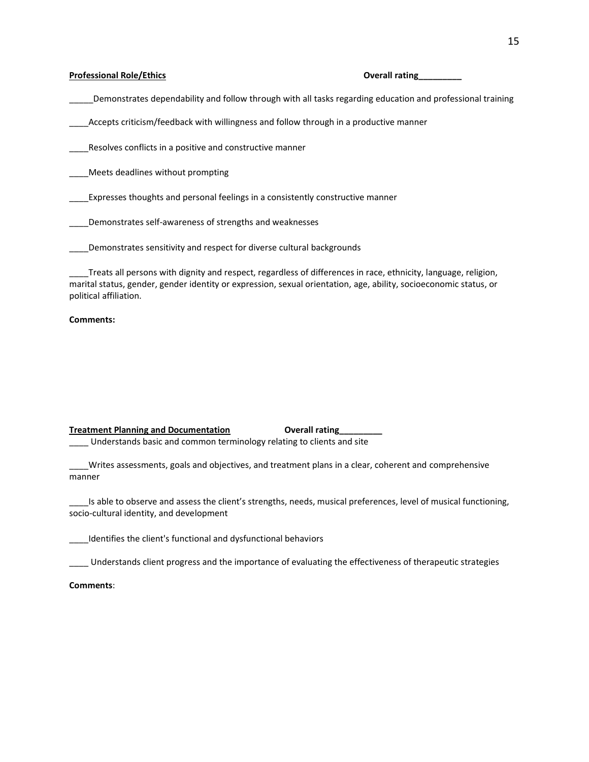**Professional Role/Ethics** **Overall rating_________**

_____Demonstrates dependability and follow through with all tasks regarding education and professional training

____Accepts criticism/feedback with willingness and follow through in a productive manner

____Resolves conflicts in a positive and constructive manner

____Meets deadlines without prompting

____Expresses thoughts and personal feelings in a consistently constructive manner

____Demonstrates self-awareness of strengths and weaknesses

____Demonstrates sensitivity and respect for diverse cultural backgrounds

____Treats all persons with dignity and respect, regardless of differences in race, ethnicity, language, religion, marital status, gender, gender identity or expression, sexual orientation, age, ability, socioeconomic status, or political affiliation.

**Comments:**

**Treatment Planning and Documentation** **Overall rating_________**

____ Understands basic and common terminology relating to clients and site

____Writes assessments, goals and objectives, and treatment plans in a clear, coherent and comprehensive manner

____Is able to observe and assess the client's strengths, needs, musical preferences, level of musical functioning, socio-cultural identity, and development

____Identifies the client's functional and dysfunctional behaviors

____ Understands client progress and the importance of evaluating the effectiveness of therapeutic strategies

**Comments**: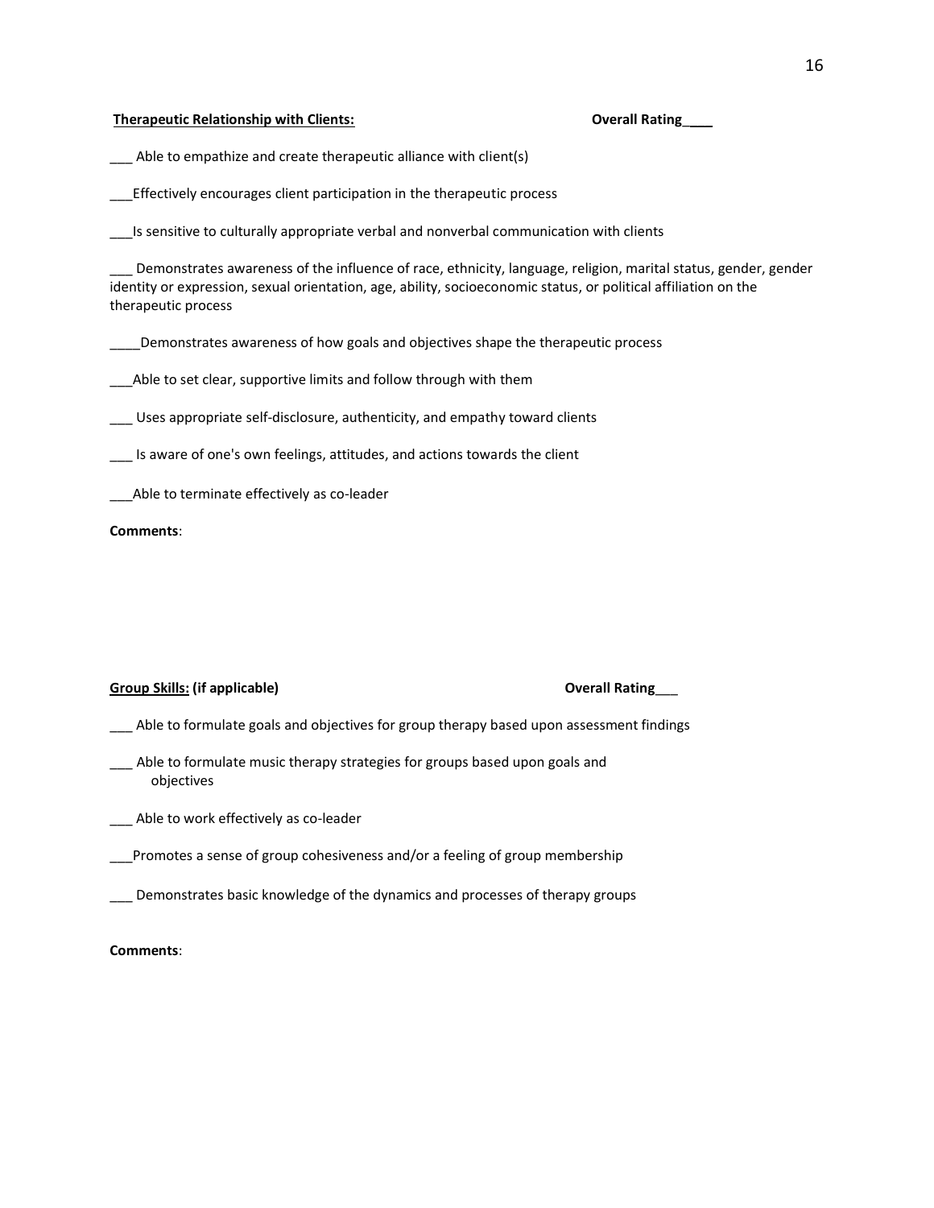**<u>Therapeutic Relationship with Clients:</u>** **Overall Rating___**

___ Able to empathize and create therapeutic alliance with client(s)

___Effectively encourages client participation in the therapeutic process

___Is sensitive to culturally appropriate verbal and nonverbal communication with clients

___ Demonstrates awareness of the influence of race, ethnicity, language, religion, marital status, gender, gender identity or expression, sexual orientation, age, ability, socioeconomic status, or political affiliation on the therapeutic process

____Demonstrates awareness of how goals and objectives shape the therapeutic process

___Able to set clear, supportive limits and follow through with them

___ Uses appropriate self-disclosure, authenticity, and empathy toward clients

___ Is aware of one's own feelings, attitudes, and actions towards the client

___Able to terminate effectively as co-leader

**Comments**:

**<u>Group Skills:</u> (if applicable)** **Overall Rating___**

___ Able to formulate goals and objectives for group therapy based upon assessment findings

___ Able to formulate music therapy strategies for groups based upon goals and objectives

___ Able to work effectively as co-leader

___Promotes a sense of group cohesiveness and/or a feeling of group membership

___ Demonstrates basic knowledge of the dynamics and processes of therapy groups

**Comments**: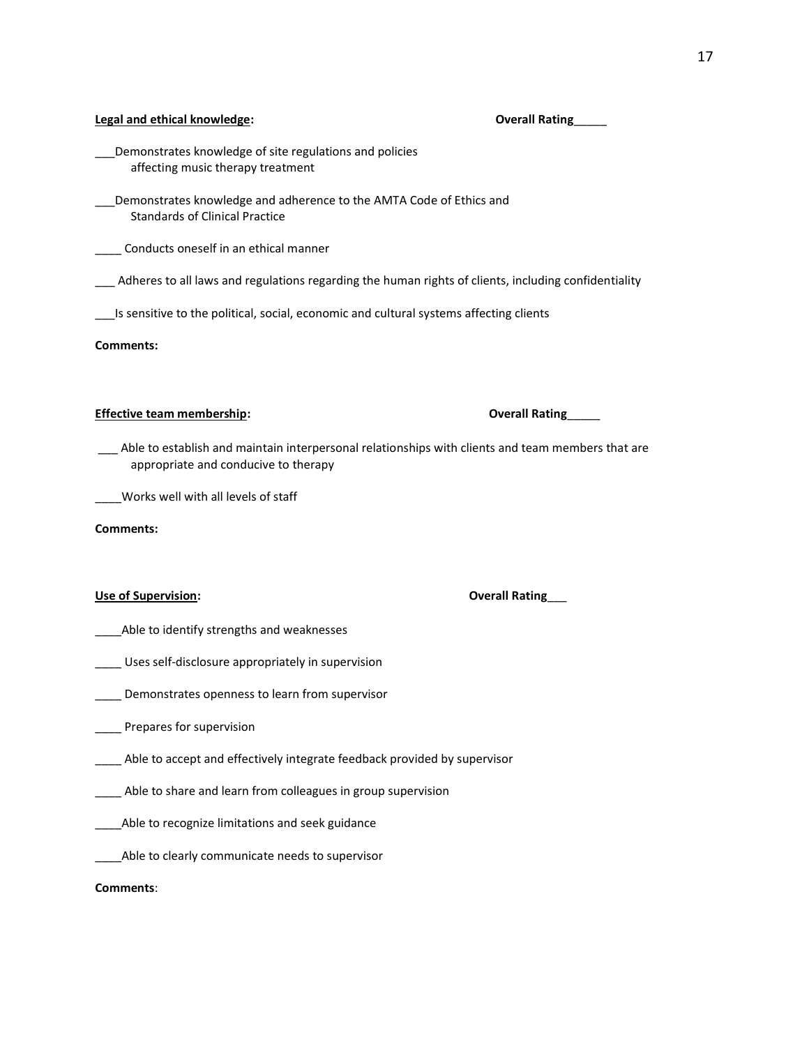**<u>Legal and ethical knowledge</u>:** **Overall Rating_____**

___Demonstrates knowledge of site regulations and policies affecting music therapy treatment

___Demonstrates knowledge and adherence to the AMTA Code of Ethics and Standards of Clinical Practice

____ Conducts oneself in an ethical manner

___ Adheres to all laws and regulations regarding the human rights of clients, including confidentiality

___Is sensitive to the political, social, economic and cultural systems affecting clients

**Comments:**

**<u>Effective team membership</u>:** **Overall Rating_____**

___ Able to establish and maintain interpersonal relationships with clients and team members that are appropriate and conducive to therapy

____Works well with all levels of staff

**Comments:**

**<u>Use of Supervision</u>:** **Overall Rating___**

____Able to identify strengths and weaknesses

____ Uses self-disclosure appropriately in supervision

____ Demonstrates openness to learn from supervisor

____ Prepares for supervision

____ Able to accept and effectively integrate feedback provided by supervisor

____ Able to share and learn from colleagues in group supervision

____Able to recognize limitations and seek guidance

____Able to clearly communicate needs to supervisor

**Comments**: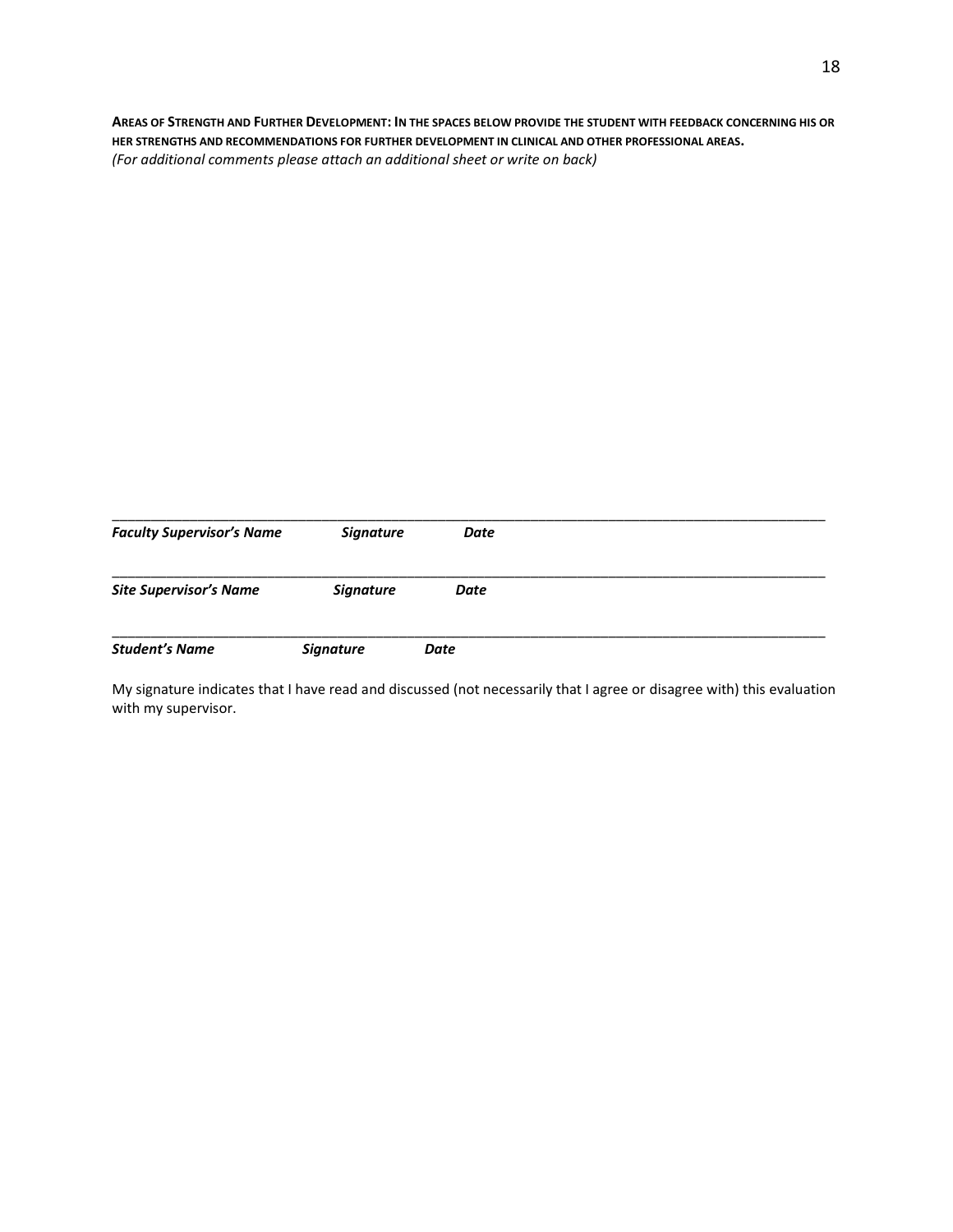**AREAS OF STRENGTH AND FURTHER DEVELOPMENT: IN THE SPACES BELOW PROVIDE THE STUDENT WITH FEEDBACK CONCERNING HIS OR HER STRENGTHS AND RECOMMENDATIONS FOR FURTHER DEVELOPMENT IN CLINICAL AND OTHER PROFESSIONAL AREAS.**
*(For additional comments please attach an additional sheet or write on back)*

_______________________________________________________________________________________________

***Faculty Supervisor's Name*** ***Signature*** ***Date***

_______________________________________________________________________________________________

***Site Supervisor's Name*** ***Signature*** ***Date***

_______________________________________________________________________________________________

***Student's Name*** ***Signature*** ***Date***

My signature indicates that I have read and discussed (not necessarily that I agree or disagree with) this evaluation with my supervisor.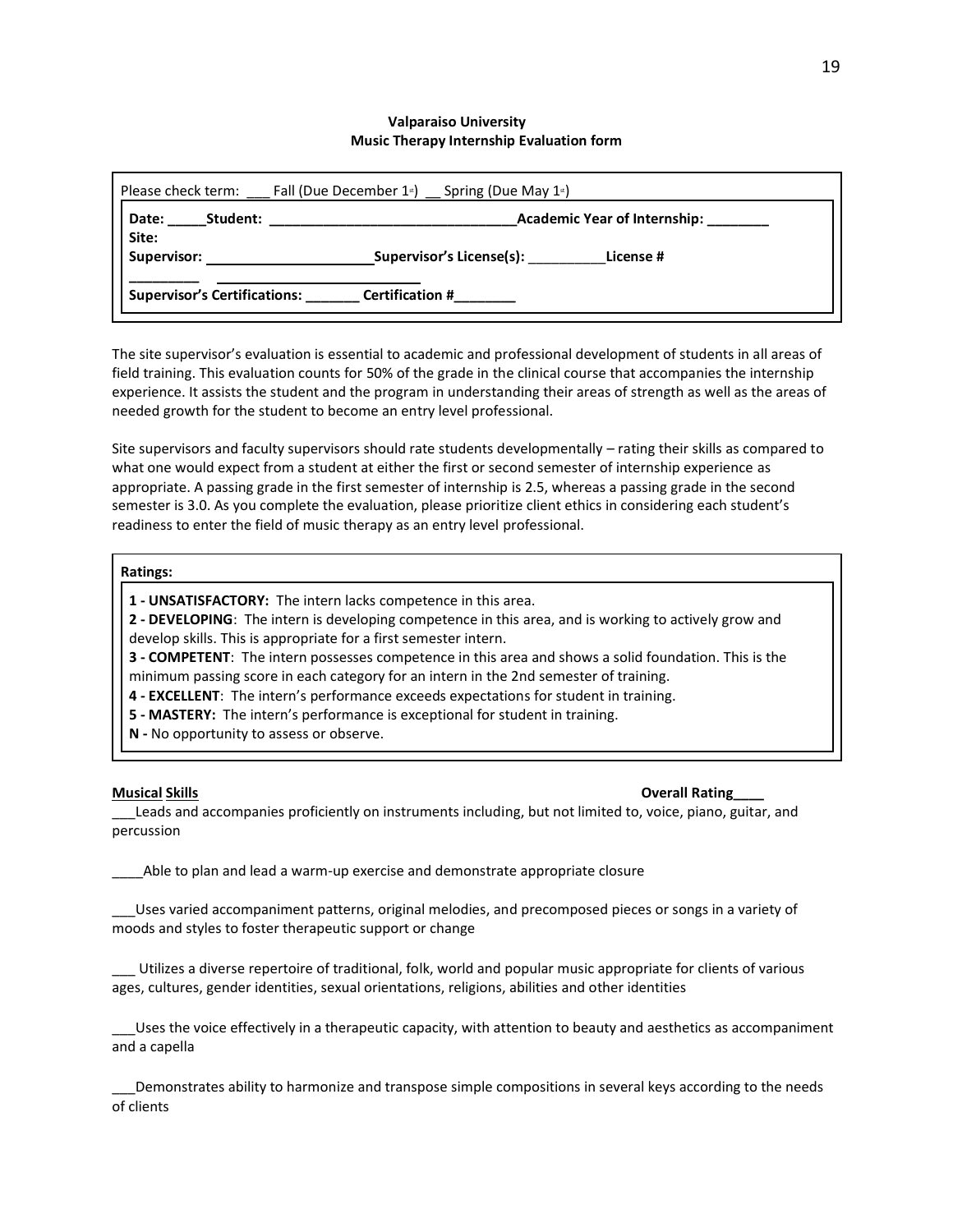**Valparaiso University**
**Music Therapy Internship Evaluation form**

Please check term: ___ Fall (Due December 1st) __ Spring (Due May 1st)

**Date: _____Student: ________________________________Academic Year of Internship: ________**
**Site:**
**Supervisor: ______________________Supervisor's License(s):** __________**License #**
**_________ ______________________**
**Supervisor's Certifications:** _______ **Certification #________**

The site supervisor's evaluation is essential to academic and professional development of students in all areas of field training. This evaluation counts for 50% of the grade in the clinical course that accompanies the internship experience. It assists the student and the program in understanding their areas of strength as well as the areas of needed growth for the student to become an entry level professional.

Site supervisors and faculty supervisors should rate students developmentally – rating their skills as compared to what one would expect from a student at either the first or second semester of internship experience as appropriate. A passing grade in the first semester of internship is 2.5, whereas a passing grade in the second semester is 3.0. As you complete the evaluation, please prioritize client ethics in considering each student's readiness to enter the field of music therapy as an entry level professional.

**Ratings:**

**1 - UNSATISFACTORY:** The intern lacks competence in this area.
**2 - DEVELOPING**: The intern is developing competence in this area, and is working to actively grow and develop skills. This is appropriate for a first semester intern.
**3 - COMPETENT**: The intern possesses competence in this area and shows a solid foundation. This is the minimum passing score in each category for an intern in the 2nd semester of training.
**4 - EXCELLENT**: The intern's performance exceeds expectations for student in training.
**5 - MASTERY:** The intern's performance is exceptional for student in training.
**N -** No opportunity to assess or observe.

**Musical Skills** **Overall Rating____**

___Leads and accompanies proficiently on instruments including, but not limited to, voice, piano, guitar, and percussion

____Able to plan and lead a warm-up exercise and demonstrate appropriate closure

___Uses varied accompaniment patterns, original melodies, and precomposed pieces or songs in a variety of moods and styles to foster therapeutic support or change

___ Utilizes a diverse repertoire of traditional, folk, world and popular music appropriate for clients of various ages, cultures, gender identities, sexual orientations, religions, abilities and other identities

___Uses the voice effectively in a therapeutic capacity, with attention to beauty and aesthetics as accompaniment and a capella

___Demonstrates ability to harmonize and transpose simple compositions in several keys according to the needs of clients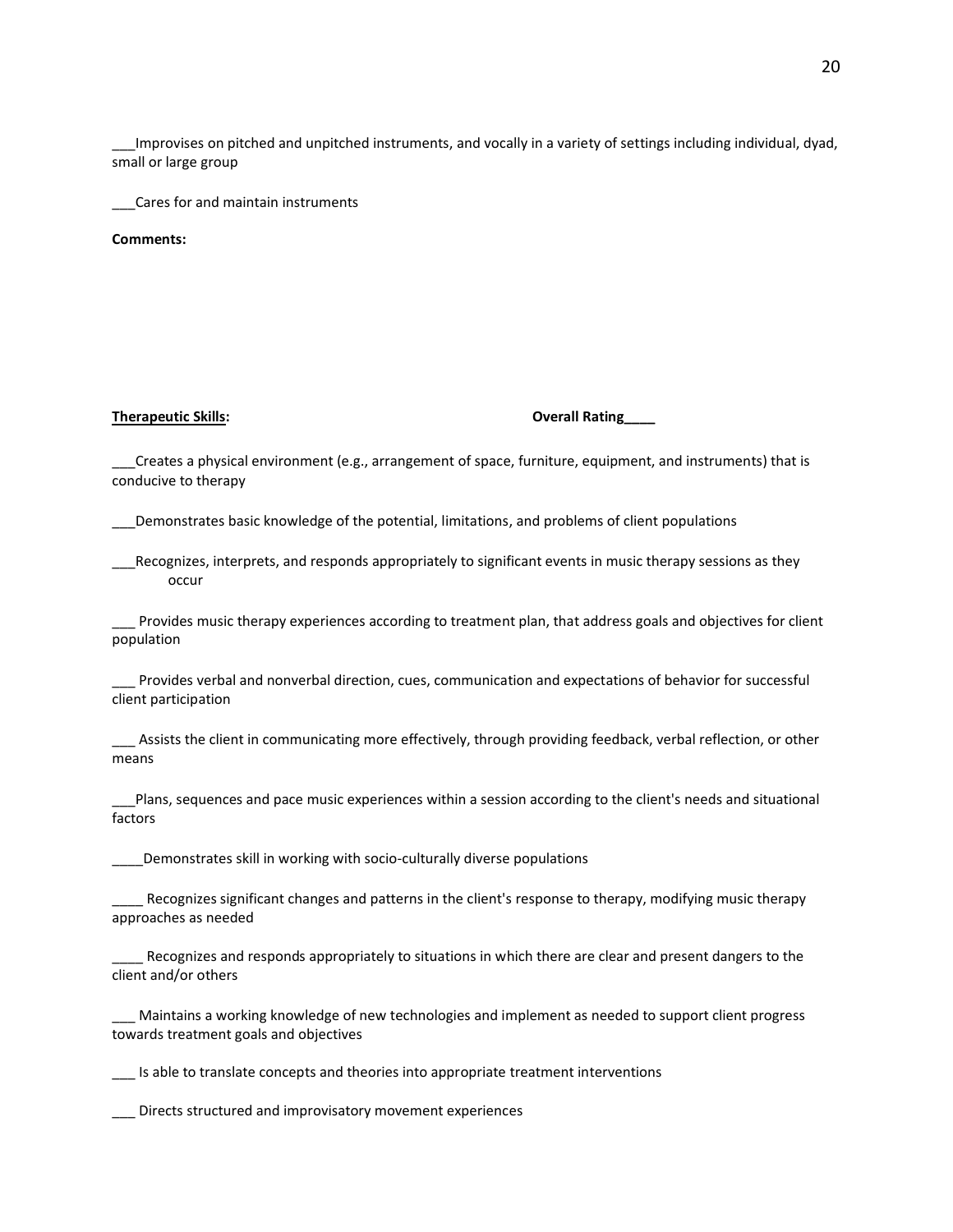___Improvises on pitched and unpitched instruments, and vocally in a variety of settings including individual, dyad, small or large group

___Cares for and maintain instruments

**Comments:**

**<u>Therapeutic Skills</u>:** **Overall Rating____**

___Creates a physical environment (e.g., arrangement of space, furniture, equipment, and instruments) that is conducive to therapy

___Demonstrates basic knowledge of the potential, limitations, and problems of client populations

___Recognizes, interprets, and responds appropriately to significant events in music therapy sessions as they occur

___ Provides music therapy experiences according to treatment plan, that address goals and objectives for client population

___ Provides verbal and nonverbal direction, cues, communication and expectations of behavior for successful client participation

___ Assists the client in communicating more effectively, through providing feedback, verbal reflection, or other means

___Plans, sequences and pace music experiences within a session according to the client's needs and situational factors

____Demonstrates skill in working with socio-culturally diverse populations

____ Recognizes significant changes and patterns in the client's response to therapy, modifying music therapy approaches as needed

____ Recognizes and responds appropriately to situations in which there are clear and present dangers to the client and/or others

___ Maintains a working knowledge of new technologies and implement as needed to support client progress towards treatment goals and objectives

___ Is able to translate concepts and theories into appropriate treatment interventions

___ Directs structured and improvisatory movement experiences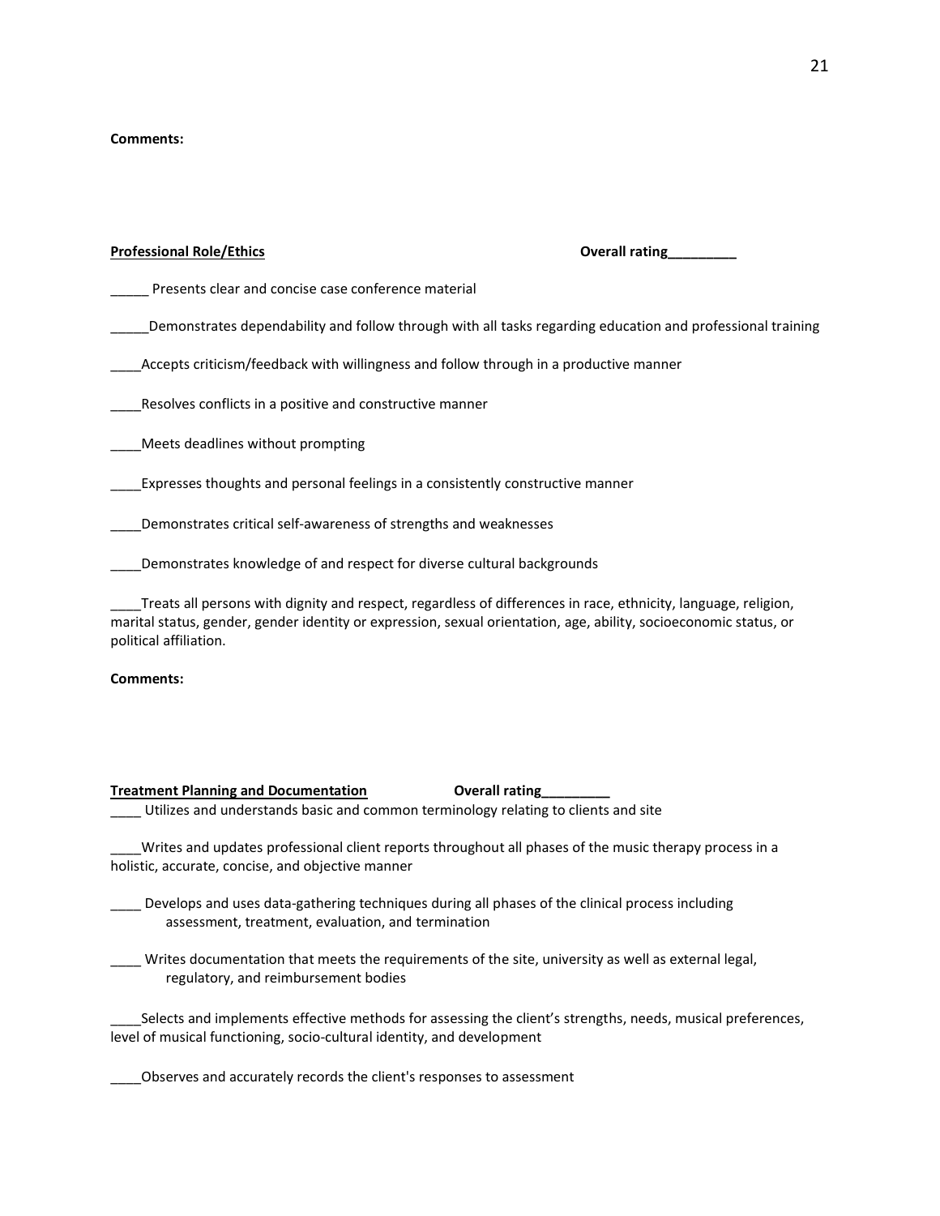**Comments:**

**Professional Role/Ethics** **Overall rating_________**

_____ Presents clear and concise case conference material

_____Demonstrates dependability and follow through with all tasks regarding education and professional training

____Accepts criticism/feedback with willingness and follow through in a productive manner

____Resolves conflicts in a positive and constructive manner

____Meets deadlines without prompting

____Expresses thoughts and personal feelings in a consistently constructive manner

____Demonstrates critical self-awareness of strengths and weaknesses

____Demonstrates knowledge of and respect for diverse cultural backgrounds

____Treats all persons with dignity and respect, regardless of differences in race, ethnicity, language, religion, marital status, gender, gender identity or expression, sexual orientation, age, ability, socioeconomic status, or political affiliation.

**Comments:**

**Treatment Planning and Documentation** **Overall rating_________**

____ Utilizes and understands basic and common terminology relating to clients and site

____Writes and updates professional client reports throughout all phases of the music therapy process in a holistic, accurate, concise, and objective manner

____ Develops and uses data-gathering techniques during all phases of the clinical process including assessment, treatment, evaluation, and termination

____ Writes documentation that meets the requirements of the site, university as well as external legal, regulatory, and reimbursement bodies

____Selects and implements effective methods for assessing the client's strengths, needs, musical preferences, level of musical functioning, socio-cultural identity, and development

____Observes and accurately records the client's responses to assessment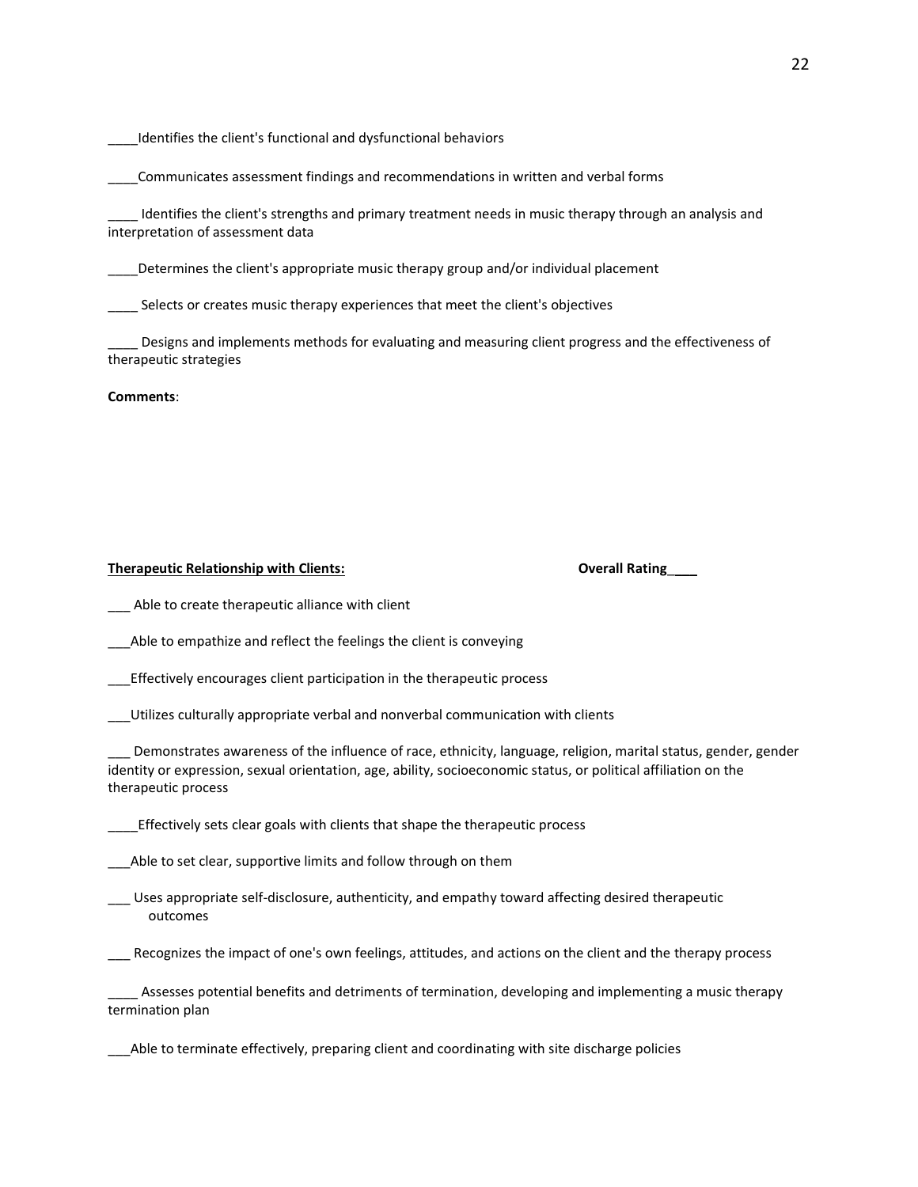____Identifies the client's functional and dysfunctional behaviors

____Communicates assessment findings and recommendations in written and verbal forms

____ Identifies the client's strengths and primary treatment needs in music therapy through an analysis and interpretation of assessment data

____Determines the client's appropriate music therapy group and/or individual placement

____ Selects or creates music therapy experiences that meet the client's objectives

____ Designs and implements methods for evaluating and measuring client progress and the effectiveness of therapeutic strategies

**Comments**:

**Therapeutic Relationship with Clients:** **Overall Rating____**

___ Able to create therapeutic alliance with client

___Able to empathize and reflect the feelings the client is conveying

___Effectively encourages client participation in the therapeutic process

___Utilizes culturally appropriate verbal and nonverbal communication with clients

___ Demonstrates awareness of the influence of race, ethnicity, language, religion, marital status, gender, gender identity or expression, sexual orientation, age, ability, socioeconomic status, or political affiliation on the therapeutic process

____Effectively sets clear goals with clients that shape the therapeutic process

___Able to set clear, supportive limits and follow through on them

___ Uses appropriate self-disclosure, authenticity, and empathy toward affecting desired therapeutic outcomes

___ Recognizes the impact of one's own feelings, attitudes, and actions on the client and the therapy process

____ Assesses potential benefits and detriments of termination, developing and implementing a music therapy termination plan

___Able to terminate effectively, preparing client and coordinating with site discharge policies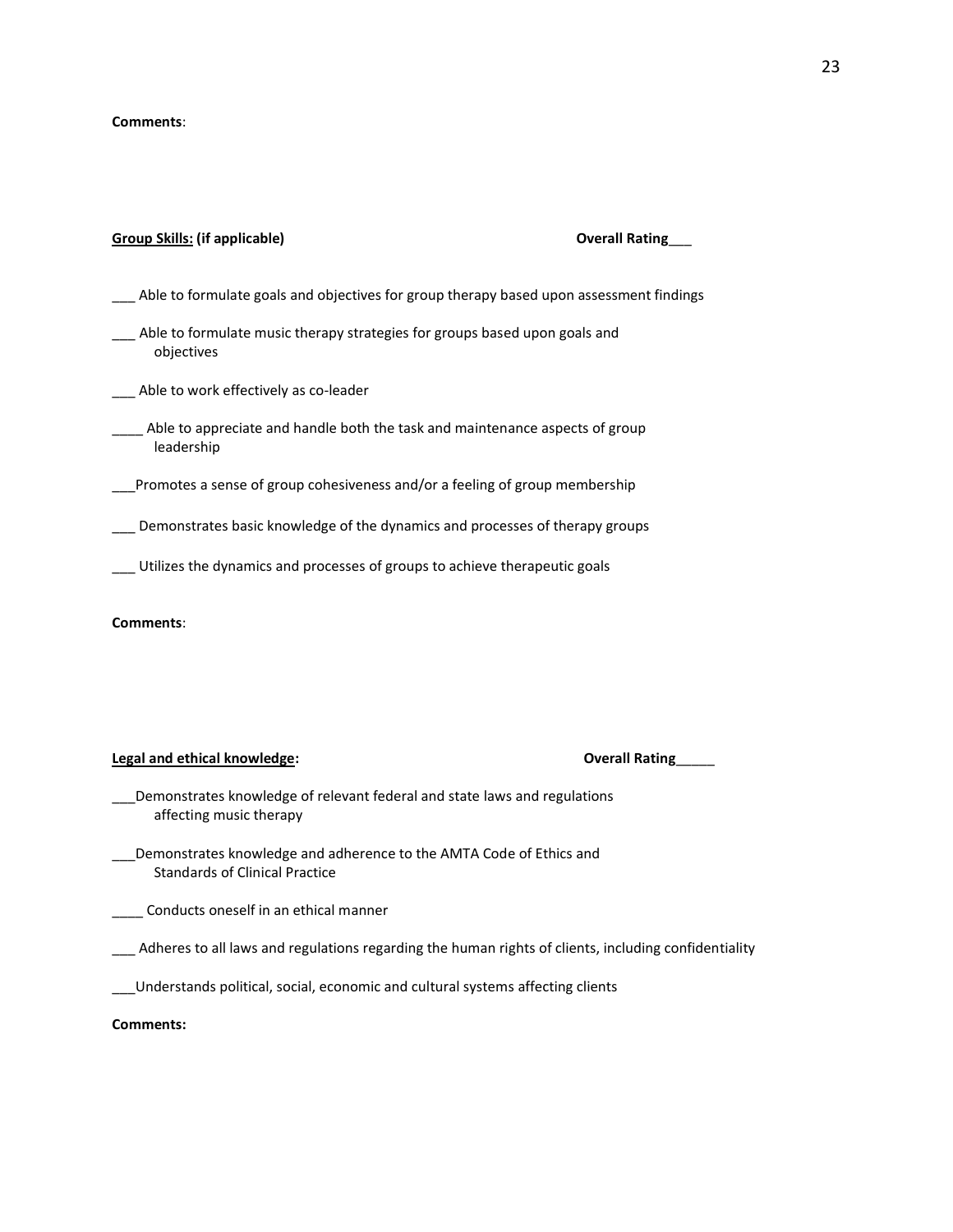**Comments**:

**<u>Group Skills:</u> (if applicable)** **Overall Rating___**

___ Able to formulate goals and objectives for group therapy based upon assessment findings

___ Able to formulate music therapy strategies for groups based upon goals and objectives

___ Able to work effectively as co-leader

____ Able to appreciate and handle both the task and maintenance aspects of group leadership

___Promotes a sense of group cohesiveness and/or a feeling of group membership

___ Demonstrates basic knowledge of the dynamics and processes of therapy groups

___ Utilizes the dynamics and processes of groups to achieve therapeutic goals

**Comments**:

**<u>Legal and ethical knowledge</u>:** **Overall Rating_____**

___Demonstrates knowledge of relevant federal and state laws and regulations affecting music therapy

___Demonstrates knowledge and adherence to the AMTA Code of Ethics and Standards of Clinical Practice

____ Conducts oneself in an ethical manner

___ Adheres to all laws and regulations regarding the human rights of clients, including confidentiality

___Understands political, social, economic and cultural systems affecting clients

**Comments:**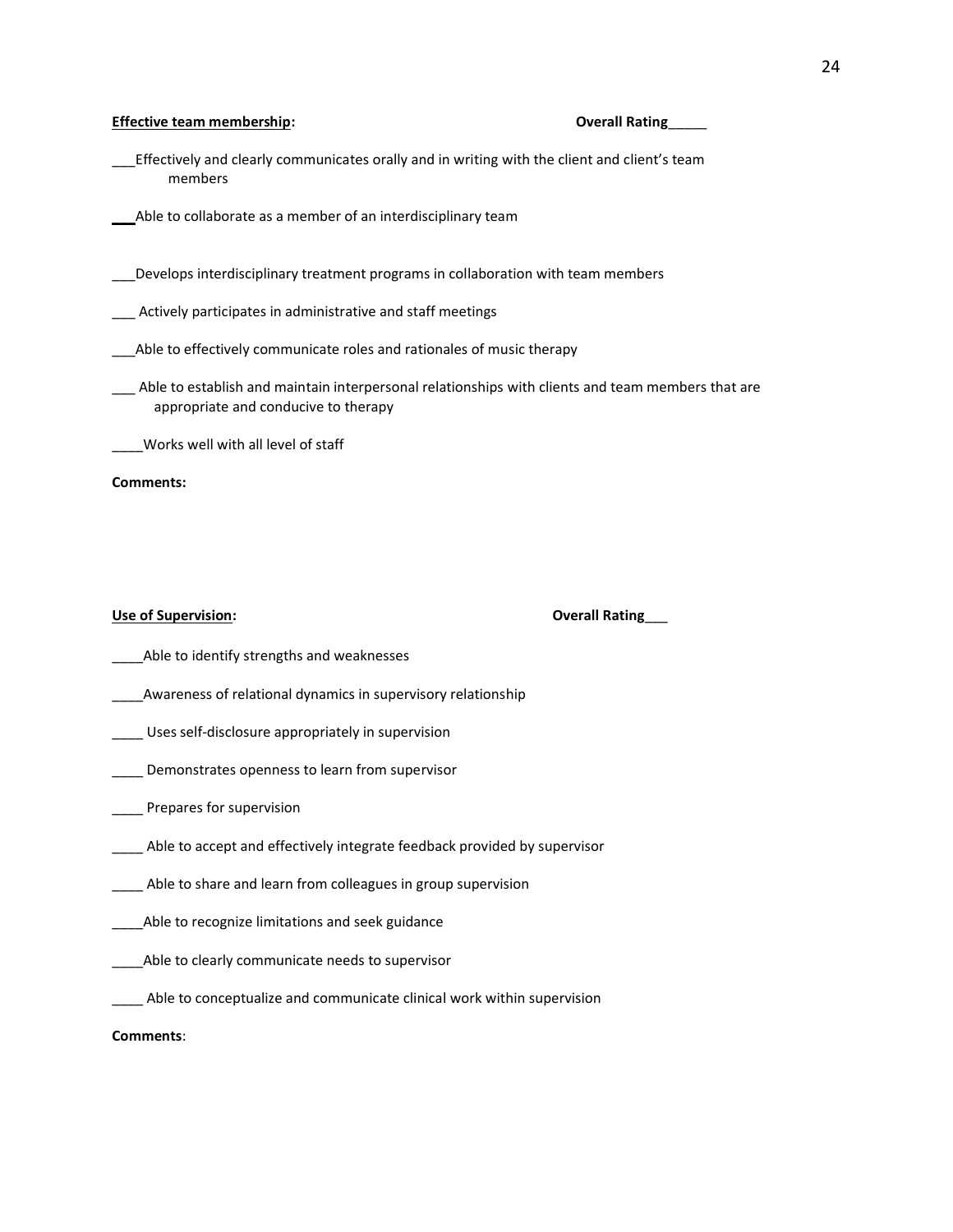**Effective team membership:** **Overall Rating_____**

___Effectively and clearly communicates orally and in writing with the client and client's team members

___Able to collaborate as a member of an interdisciplinary team

___Develops interdisciplinary treatment programs in collaboration with team members

___ Actively participates in administrative and staff meetings

___Able to effectively communicate roles and rationales of music therapy

___ Able to establish and maintain interpersonal relationships with clients and team members that are appropriate and conducive to therapy

____Works well with all level of staff

**Comments:**

**Use of Supervision:** **Overall Rating___**

____Able to identify strengths and weaknesses

____Awareness of relational dynamics in supervisory relationship

____ Uses self-disclosure appropriately in supervision

____ Demonstrates openness to learn from supervisor

____ Prepares for supervision

____ Able to accept and effectively integrate feedback provided by supervisor

____ Able to share and learn from colleagues in group supervision

____Able to recognize limitations and seek guidance

____Able to clearly communicate needs to supervisor

____ Able to conceptualize and communicate clinical work within supervision

**Comments**: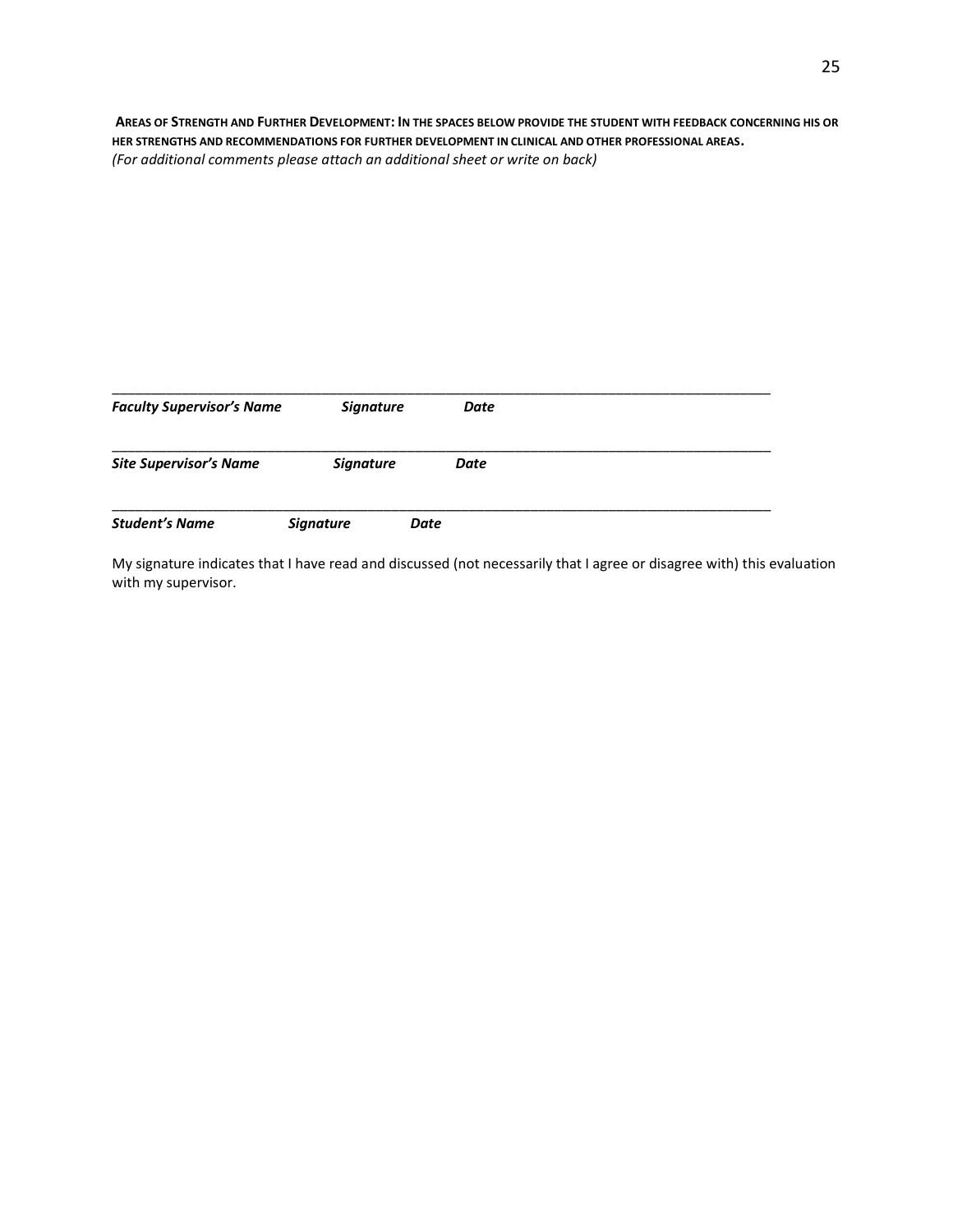**AREAS OF STRENGTH AND FURTHER DEVELOPMENT: IN THE SPACES BELOW PROVIDE THE STUDENT WITH FEEDBACK CONCERNING HIS OR HER STRENGTHS AND RECOMMENDATIONS FOR FURTHER DEVELOPMENT IN CLINICAL AND OTHER PROFESSIONAL AREAS.**
*(For additional comments please attach an additional sheet or write on back)*

\_\_\_\_\_\_\_\_\_\_\_\_\_\_\_\_\_\_\_\_\_\_\_\_\_\_\_\_\_\_\_\_\_\_\_\_\_\_\_\_\_\_\_\_\_\_\_\_\_\_\_\_\_\_\_\_\_\_\_\_\_\_\_\_\_\_\_\_\_\_\_\_\_\_\_\_\_\_\_\_\_\_\_\_\_\_\_

***Faculty Supervisor's Name*** &nbsp;&nbsp;&nbsp;&nbsp; ***Signature*** &nbsp;&nbsp;&nbsp;&nbsp; ***Date***

\_\_\_\_\_\_\_\_\_\_\_\_\_\_\_\_\_\_\_\_\_\_\_\_\_\_\_\_\_\_\_\_\_\_\_\_\_\_\_\_\_\_\_\_\_\_\_\_\_\_\_\_\_\_\_\_\_\_\_\_\_\_\_\_\_\_\_\_\_\_\_\_\_\_\_\_\_\_\_\_\_\_\_\_\_\_\_

***Site Supervisor's Name*** &nbsp;&nbsp;&nbsp;&nbsp; ***Signature*** &nbsp;&nbsp;&nbsp;&nbsp; ***Date***

\_\_\_\_\_\_\_\_\_\_\_\_\_\_\_\_\_\_\_\_\_\_\_\_\_\_\_\_\_\_\_\_\_\_\_\_\_\_\_\_\_\_\_\_\_\_\_\_\_\_\_\_\_\_\_\_\_\_\_\_\_\_\_\_\_\_\_\_\_\_\_\_\_\_\_\_\_\_\_\_\_\_\_\_\_\_\_

***Student's Name*** &nbsp;&nbsp;&nbsp;&nbsp; ***Signature*** &nbsp;&nbsp;&nbsp;&nbsp; ***Date***

My signature indicates that I have read and discussed (not necessarily that I agree or disagree with) this evaluation with my supervisor.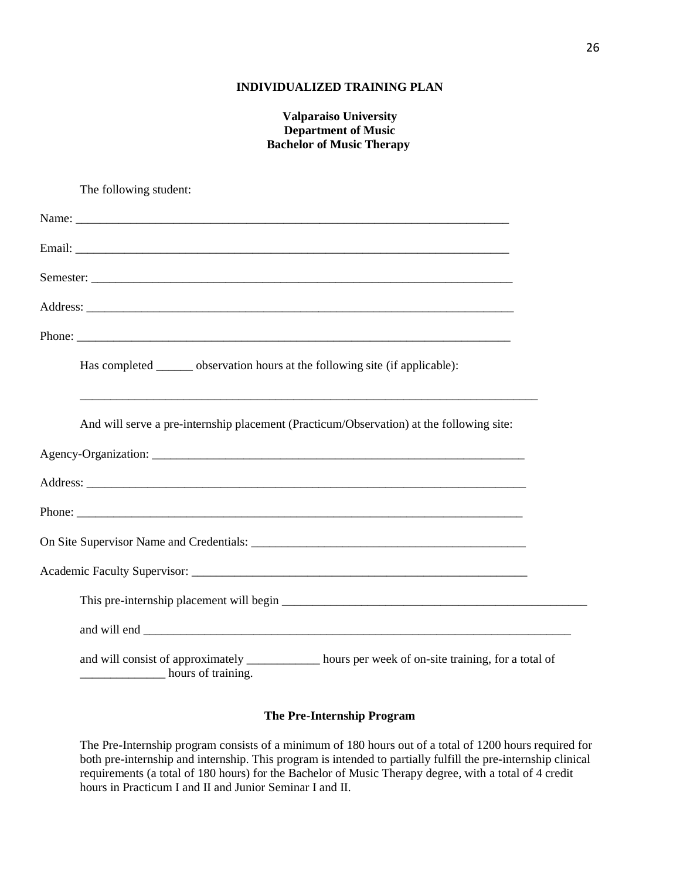**INDIVIDUALIZED TRAINING PLAN**

**Valparaiso University**
**Department of Music**
**Bachelor of Music Therapy**

The following student:

Name: ___________________________________________________________________________

Email: ___________________________________________________________________________

Semester: ________________________________________________________________________

Address: _________________________________________________________________________

Phone: ___________________________________________________________________________

Has completed ______ observation hours at the following site (if applicable):

______________________________________________________________________________

And will serve a pre-internship placement (Practicum/Observation) at the following site:

Agency-Organization: _________________________________________________________________

Address: ___________________________________________________________________________

Phone: _____________________________________________________________________________

On Site Supervisor Name and Credentials: ______________________________________________

Academic Faculty Supervisor: __________________________________________________________

This pre-internship placement will begin ____________________________________________________

and will end __________________________________________________________________________

and will consist of approximately ____________ hours per week of on-site training, for a total of ______________ hours of training.

**The Pre-Internship Program**

The Pre-Internship program consists of a minimum of 180 hours out of a total of 1200 hours required for both pre-internship and internship. This program is intended to partially fulfill the pre-internship clinical requirements (a total of 180 hours) for the Bachelor of Music Therapy degree, with a total of 4 credit hours in Practicum I and II and Junior Seminar I and II.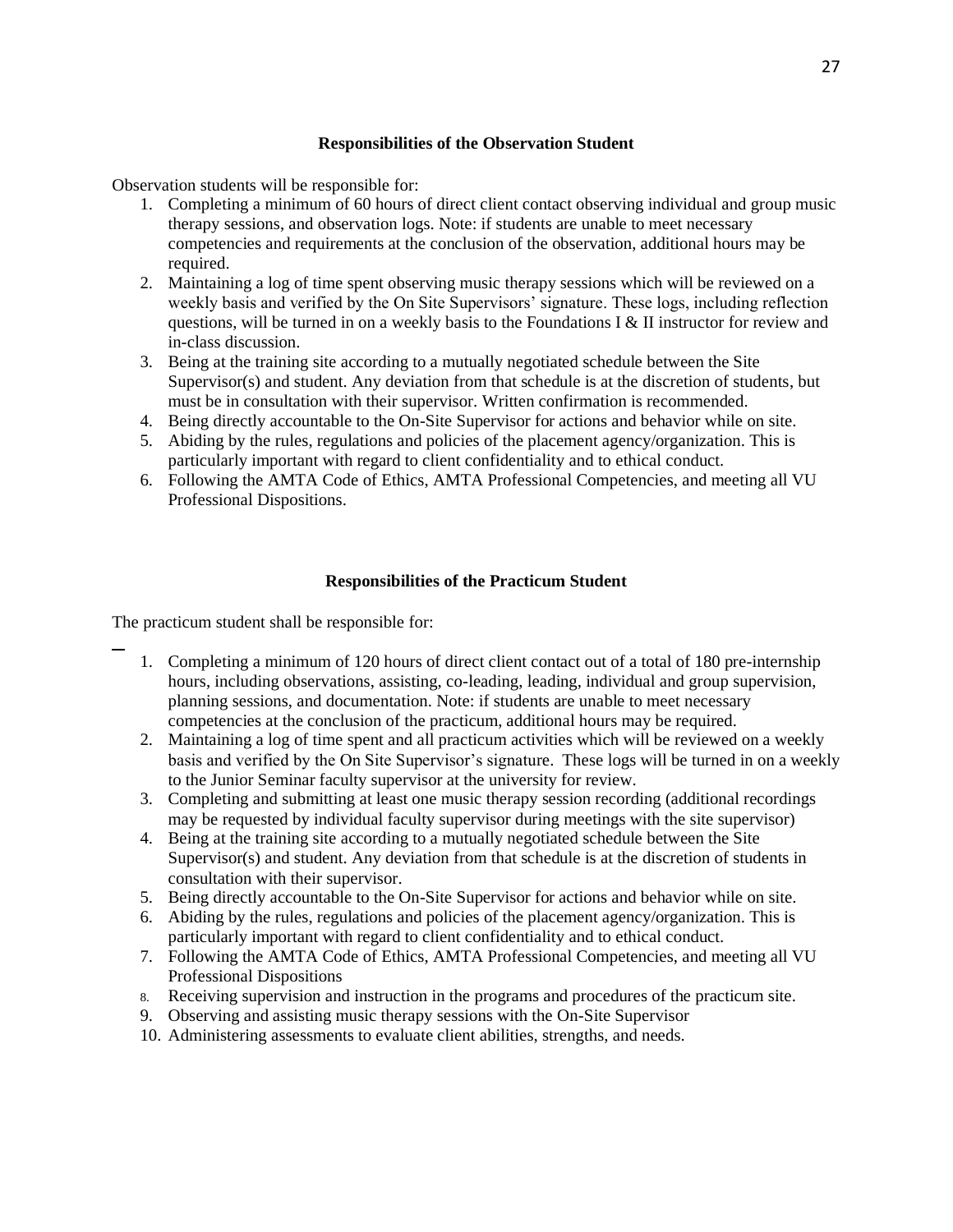### Responsibilities of the Observation Student

Observation students will be responsible for:

1. Completing a minimum of 60 hours of direct client contact observing individual and group music therapy sessions, and observation logs. Note: if students are unable to meet necessary competencies and requirements at the conclusion of the observation, additional hours may be required.
2. Maintaining a log of time spent observing music therapy sessions which will be reviewed on a weekly basis and verified by the On Site Supervisors' signature. These logs, including reflection questions, will be turned in on a weekly basis to the Foundations I & II instructor for review and in-class discussion.
3. Being at the training site according to a mutually negotiated schedule between the Site Supervisor(s) and student. Any deviation from that schedule is at the discretion of students, but must be in consultation with their supervisor. Written confirmation is recommended.
4. Being directly accountable to the On-Site Supervisor for actions and behavior while on site.
5. Abiding by the rules, regulations and policies of the placement agency/organization. This is particularly important with regard to client confidentiality and to ethical conduct.
6. Following the AMTA Code of Ethics, AMTA Professional Competencies, and meeting all VU Professional Dispositions.

### Responsibilities of the Practicum Student

The practicum student shall be responsible for:

1. Completing a minimum of 120 hours of direct client contact out of a total of 180 pre-internship hours, including observations, assisting, co-leading, leading, individual and group supervision, planning sessions, and documentation. Note: if students are unable to meet necessary competencies at the conclusion of the practicum, additional hours may be required.
2. Maintaining a log of time spent and all practicum activities which will be reviewed on a weekly basis and verified by the On Site Supervisor's signature. These logs will be turned in on a weekly to the Junior Seminar faculty supervisor at the university for review.
3. Completing and submitting at least one music therapy session recording (additional recordings may be requested by individual faculty supervisor during meetings with the site supervisor)
4. Being at the training site according to a mutually negotiated schedule between the Site Supervisor(s) and student. Any deviation from that schedule is at the discretion of students in consultation with their supervisor.
5. Being directly accountable to the On-Site Supervisor for actions and behavior while on site.
6. Abiding by the rules, regulations and policies of the placement agency/organization. This is particularly important with regard to client confidentiality and to ethical conduct.
7. Following the AMTA Code of Ethics, AMTA Professional Competencies, and meeting all VU Professional Dispositions
8. Receiving supervision and instruction in the programs and procedures of the practicum site.
9. Observing and assisting music therapy sessions with the On-Site Supervisor
10. Administering assessments to evaluate client abilities, strengths, and needs.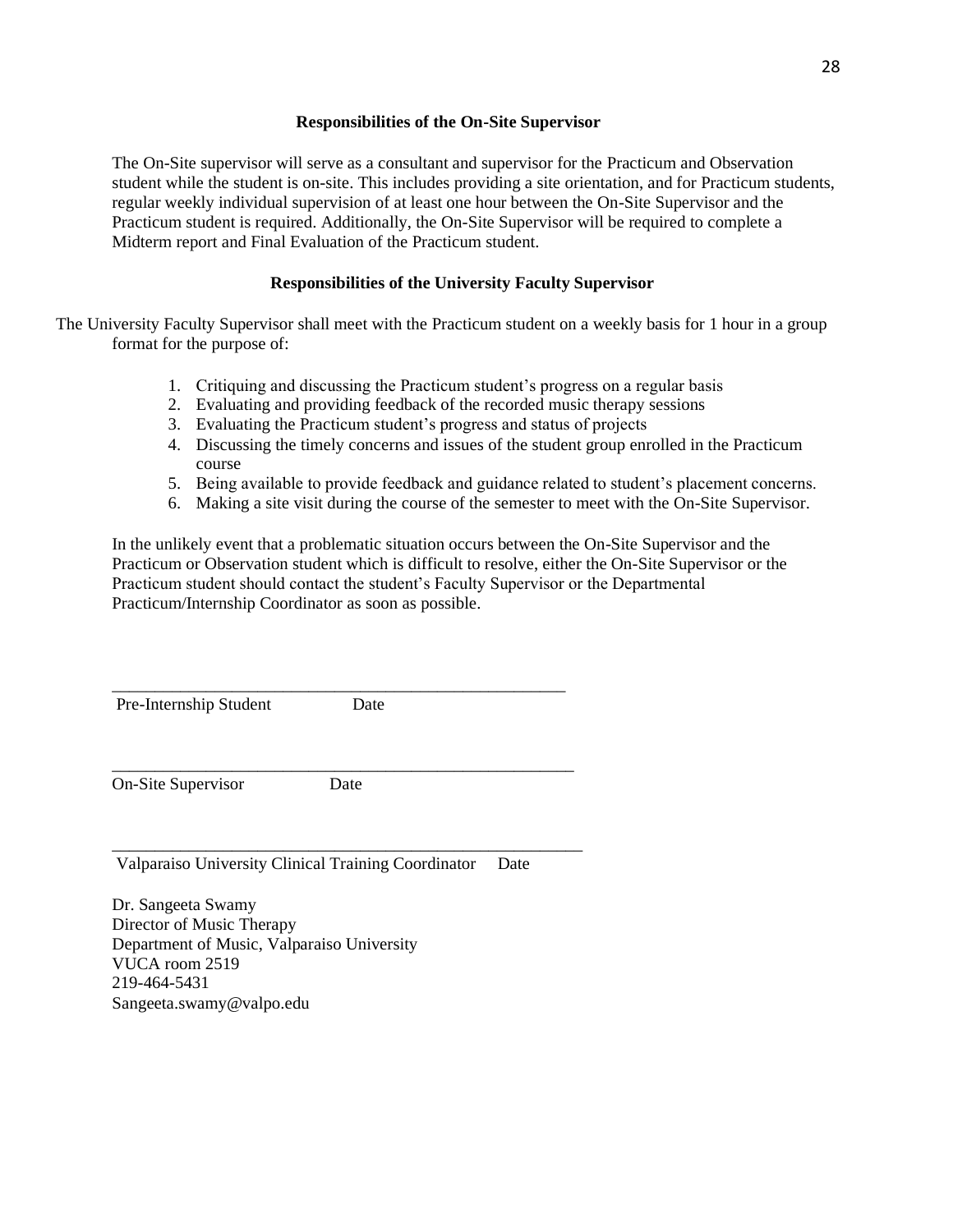### Responsibilities of the On-Site Supervisor

The On-Site supervisor will serve as a consultant and supervisor for the Practicum and Observation student while the student is on-site. This includes providing a site orientation, and for Practicum students, regular weekly individual supervision of at least one hour between the On-Site Supervisor and the Practicum student is required. Additionally, the On-Site Supervisor will be required to complete a Midterm report and Final Evaluation of the Practicum student.

### Responsibilities of the University Faculty Supervisor

The University Faculty Supervisor shall meet with the Practicum student on a weekly basis for 1 hour in a group format for the purpose of:

1. Critiquing and discussing the Practicum student's progress on a regular basis
2. Evaluating and providing feedback of the recorded music therapy sessions
3. Evaluating the Practicum student's progress and status of projects
4. Discussing the timely concerns and issues of the student group enrolled in the Practicum course
5. Being available to provide feedback and guidance related to student's placement concerns.
6. Making a site visit during the course of the semester to meet with the On-Site Supervisor.

In the unlikely event that a problematic situation occurs between the On-Site Supervisor and the Practicum or Observation student which is difficult to resolve, either the On-Site Supervisor or the Practicum student should contact the student's Faculty Supervisor or the Departmental Practicum/Internship Coordinator as soon as possible.

_______________________________________________________

Pre-Internship Student Date

_______________________________________________________

On-Site Supervisor Date

_______________________________________________________

Valparaiso University Clinical Training Coordinator Date

Dr. Sangeeta Swamy
Director of Music Therapy
Department of Music, Valparaiso University
VUCA room 2519
219-464-5431
Sangeeta.swamy@valpo.edu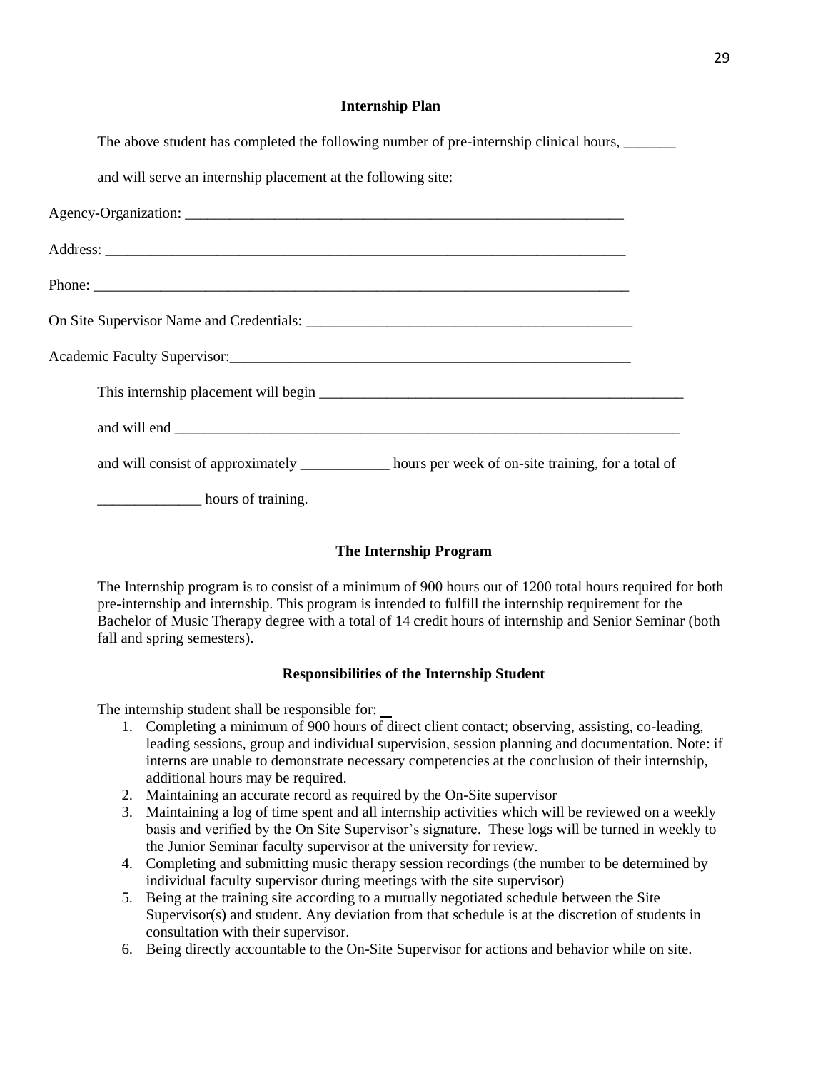## Internship Plan

The above student has completed the following number of pre-internship clinical hours, _______

and will serve an internship placement at the following site:

Agency-Organization: ______________________________________________________________

Address: __________________________________________________________________________

Phone: ____________________________________________________________________________

On Site Supervisor Name and Credentials: ______________________________________________

Academic Faculty Supervisor:________________________________________________________

This internship placement will begin ___________________________________________________

and will end _______________________________________________________________________

and will consist of approximately ____________ hours per week of on-site training, for a total of

______________ hours of training.

## The Internship Program

The Internship program is to consist of a minimum of 900 hours out of 1200 total hours required for both pre-internship and internship. This program is intended to fulfill the internship requirement for the Bachelor of Music Therapy degree with a total of 14 credit hours of internship and Senior Seminar (both fall and spring semesters).

## Responsibilities of the Internship Student

The internship student shall be responsible for:

1. Completing a minimum of 900 hours of direct client contact; observing, assisting, co-leading, leading sessions, group and individual supervision, session planning and documentation. Note: if interns are unable to demonstrate necessary competencies at the conclusion of their internship, additional hours may be required.
2. Maintaining an accurate record as required by the On-Site supervisor
3. Maintaining a log of time spent and all internship activities which will be reviewed on a weekly basis and verified by the On Site Supervisor's signature. These logs will be turned in weekly to the Junior Seminar faculty supervisor at the university for review.
4. Completing and submitting music therapy session recordings (the number to be determined by individual faculty supervisor during meetings with the site supervisor)
5. Being at the training site according to a mutually negotiated schedule between the Site Supervisor(s) and student. Any deviation from that schedule is at the discretion of students in consultation with their supervisor.
6. Being directly accountable to the On-Site Supervisor for actions and behavior while on site.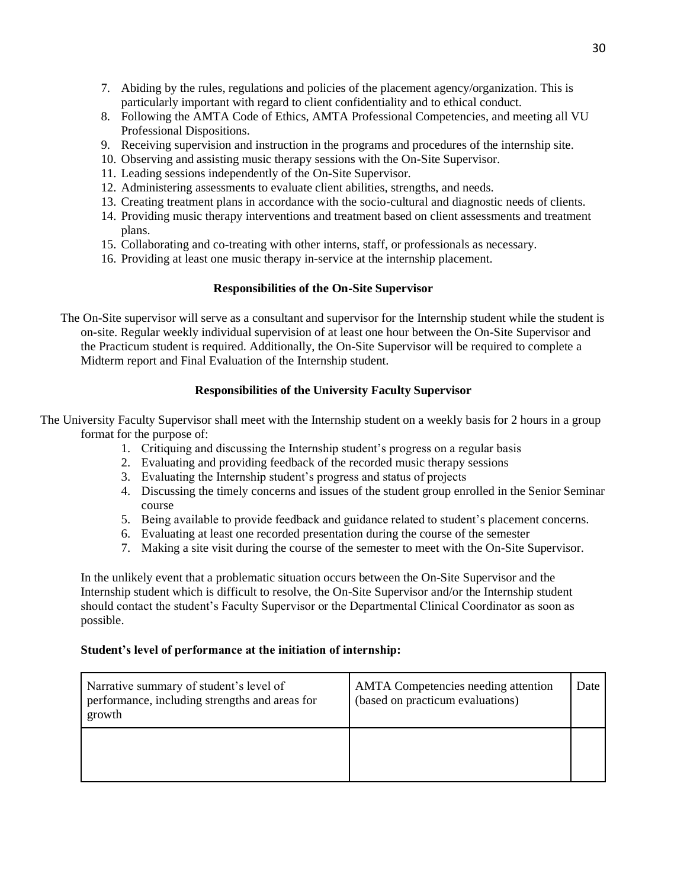7. Abiding by the rules, regulations and policies of the placement agency/organization. This is particularly important with regard to client confidentiality and to ethical conduct.
8. Following the AMTA Code of Ethics, AMTA Professional Competencies, and meeting all VU Professional Dispositions.
9. Receiving supervision and instruction in the programs and procedures of the internship site.
10. Observing and assisting music therapy sessions with the On-Site Supervisor.
11. Leading sessions independently of the On-Site Supervisor.
12. Administering assessments to evaluate client abilities, strengths, and needs.
13. Creating treatment plans in accordance with the socio-cultural and diagnostic needs of clients.
14. Providing music therapy interventions and treatment based on client assessments and treatment plans.
15. Collaborating and co-treating with other interns, staff, or professionals as necessary.
16. Providing at least one music therapy in-service at the internship placement.

**Responsibilities of the On-Site Supervisor**

The On-Site supervisor will serve as a consultant and supervisor for the Internship student while the student is on-site. Regular weekly individual supervision of at least one hour between the On-Site Supervisor and the Practicum student is required. Additionally, the On-Site Supervisor will be required to complete a Midterm report and Final Evaluation of the Internship student.

**Responsibilities of the University Faculty Supervisor**

The University Faculty Supervisor shall meet with the Internship student on a weekly basis for 2 hours in a group format for the purpose of:

1. Critiquing and discussing the Internship student's progress on a regular basis
2. Evaluating and providing feedback of the recorded music therapy sessions
3. Evaluating the Internship student's progress and status of projects
4. Discussing the timely concerns and issues of the student group enrolled in the Senior Seminar course
5. Being available to provide feedback and guidance related to student's placement concerns.
6. Evaluating at least one recorded presentation during the course of the semester
7. Making a site visit during the course of the semester to meet with the On-Site Supervisor.

In the unlikely event that a problematic situation occurs between the On-Site Supervisor and the Internship student which is difficult to resolve, the On-Site Supervisor and/or the Internship student should contact the student's Faculty Supervisor or the Departmental Clinical Coordinator as soon as possible.

**Student's level of performance at the initiation of internship:**

| Narrative summary of student's level of performance, including strengths and areas for growth | AMTA Competencies needing attention (based on practicum evaluations) | Date |
|---|---|---|
| | | |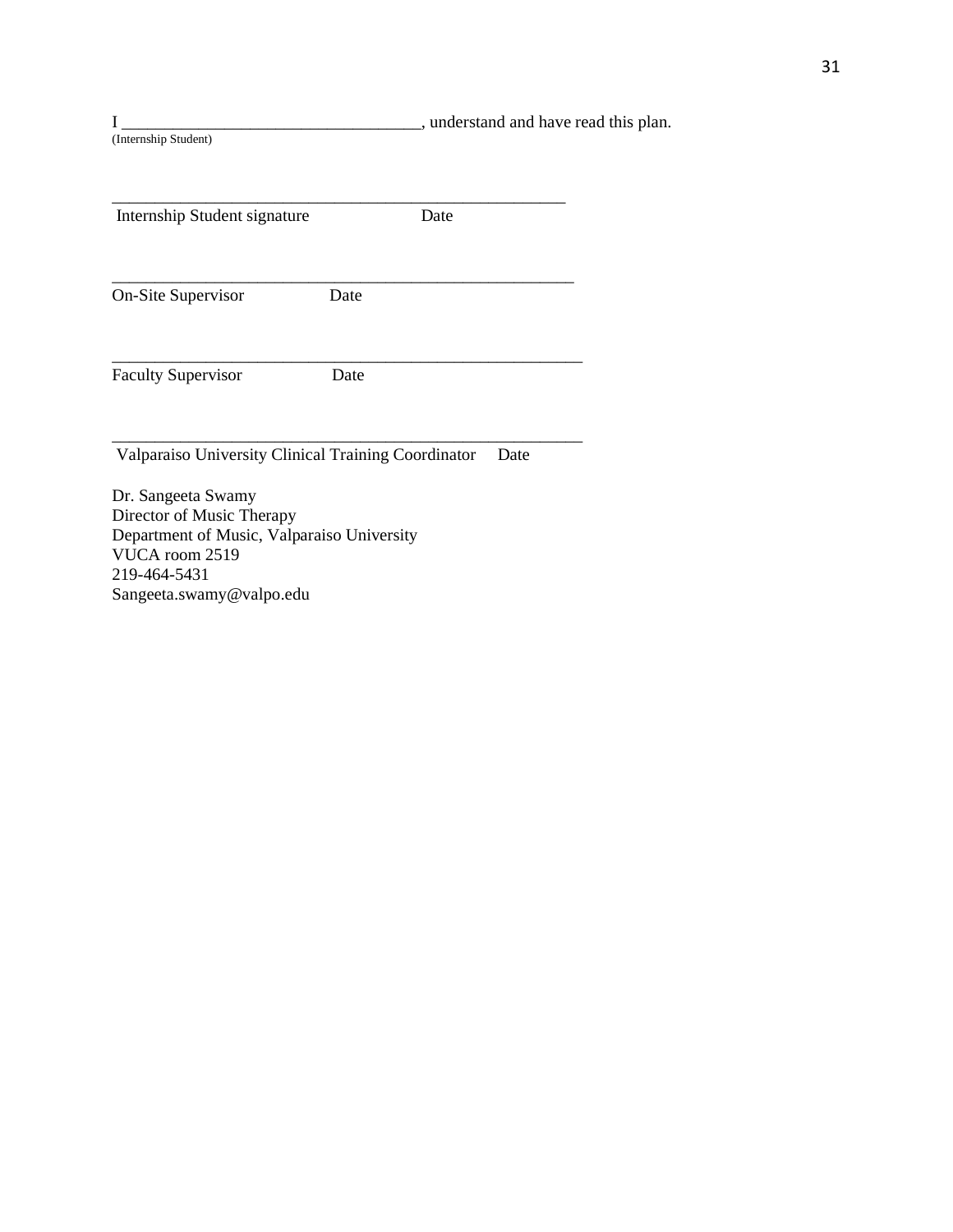I ___________________________________, understand and have read this plan.
(Internship Student)

_____________________________________________________
Internship Student signature                    Date

______________________________________________________
On-Site Supervisor             Date

_______________________________________________________
Faculty Supervisor              Date

_______________________________________________________
Valparaiso University Clinical Training Coordinator     Date

Dr. Sangeeta Swamy
Director of Music Therapy
Department of Music, Valparaiso University
VUCA room 2519
219-464-5431
Sangeeta.swamy@valpo.edu